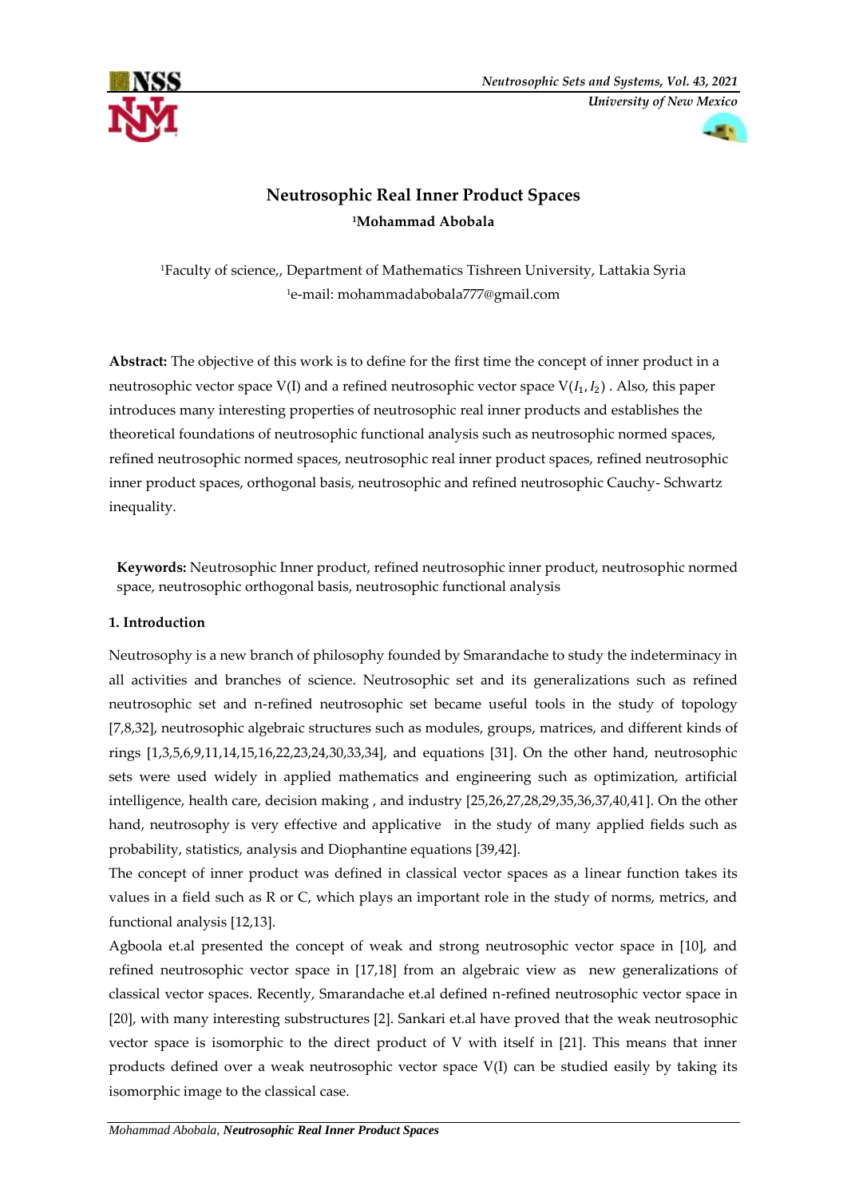# Neutrosophic Real Inner Product Spaces

**[1]Mohammad Abobala**

[1]Faculty of science,, Department of Mathematics Tishreen University, Lattakia Syria

[1]e-mail: mohammadabobala777@gmail.com

**Abstract:** The objective of this work is to define for the first time the concept of inner product in a neutrosophic vector space V(I) and a refined neutrosophic vector space $V(I_1, I_2)$ . Also, this paper introduces many interesting properties of neutrosophic real inner products and establishes the theoretical foundations of neutrosophic functional analysis such as neutrosophic normed spaces, refined neutrosophic normed spaces, neutrosophic real inner product spaces, refined neutrosophic inner product spaces, orthogonal basis, neutrosophic and refined neutrosophic Cauchy- Schwartz inequality.

**Keywords:** Neutrosophic Inner product, refined neutrosophic inner product, neutrosophic normed space, neutrosophic orthogonal basis, neutrosophic functional analysis

## 1. Introduction

Neutrosophy is a new branch of philosophy founded by Smarandache to study the indeterminacy in all activities and branches of science. Neutrosophic set and its generalizations such as refined neutrosophic set and n-refined neutrosophic set became useful tools in the study of topology [7,8,32], neutrosophic algebraic structures such as modules, groups, matrices, and different kinds of rings [1,3,5,6,9,11,14,15,16,22,23,24,30,33,34], and equations [31]. On the other hand, neutrosophic sets were used widely in applied mathematics and engineering such as optimization, artificial intelligence, health care, decision making , and industry [25,26,27,28,29,35,36,37,40,41]. On the other hand, neutrosophy is very effective and applicative in the study of many applied fields such as probability, statistics, analysis and Diophantine equations [39,42].

The concept of inner product was defined in classical vector spaces as a linear function takes its values in a field such as R or C, which plays an important role in the study of norms, metrics, and functional analysis [12,13].

Agboola et.al presented the concept of weak and strong neutrosophic vector space in [10], and refined neutrosophic vector space in [17,18] from an algebraic view as new generalizations of classical vector spaces. Recently, Smarandache et.al defined n-refined neutrosophic vector space in [20], with many interesting substructures [2]. Sankari et.al have proved that the weak neutrosophic vector space is isomorphic to the direct product of V with itself in [21]. This means that inner products defined over a weak neutrosophic vector space V(I) can be studied easily by taking its isomorphic image to the classical case.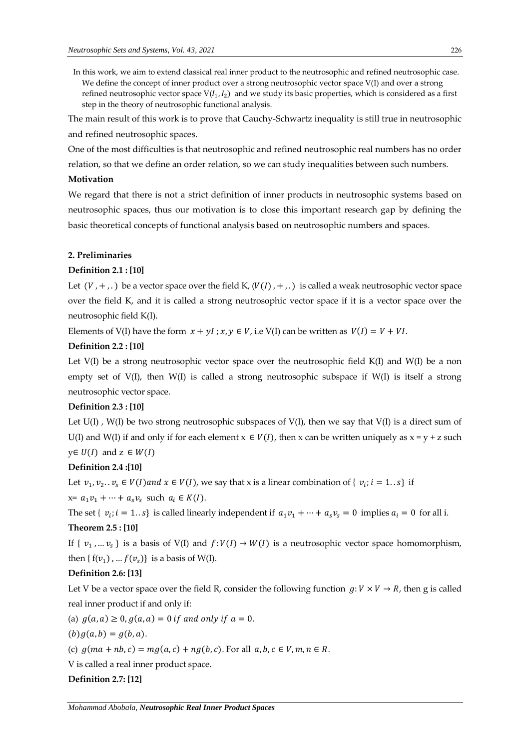In this work, we aim to extend classical real inner product to the neutrosophic and refined neutrosophic case. We define the concept of inner product over a strong neutrosophic vector space V(I) and over a strong refined neutrosophic vector space $V(I_1, I_2)$ and we study its basic properties, which is considered as a first step in the theory of neutrosophic functional analysis.

The main result of this work is to prove that Cauchy-Schwartz inequality is still true in neutrosophic and refined neutrosophic spaces.

One of the most difficulties is that neutrosophic and refined neutrosophic real numbers has no order relation, so that we define an order relation, so we can study inequalities between such numbers.

**Motivation**

We regard that there is not a strict definition of inner products in neutrosophic systems based on neutrosophic spaces, thus our motivation is to close this important research gap by defining the basic theoretical concepts of functional analysis based on neutrosophic numbers and spaces.

## 2. Preliminaries

**Definition 2.1 : [10]**

Let $(V, +, .)$ be a vector space over the field K, $(V(I), +, .)$ is called a weak neutrosophic vector space over the field K, and it is called a strong neutrosophic vector space if it is a vector space over the neutrosophic field K(I).

Elements of V(I) have the form $x + yI\ ; x, y \in V$, i.e V(I) can be written as $V(I) = V + VI$.

**Definition 2.2 : [10]**

Let V(I) be a strong neutrosophic vector space over the neutrosophic field K(I) and W(I) be a non empty set of V(I), then W(I) is called a strong neutrosophic subspace if W(I) is itself a strong neutrosophic vector space.

**Definition 2.3 : [10]**

Let U(I) , W(I) be two strong neutrosophic subspaces of V(I), then we say that V(I) is a direct sum of U(I) and W(I) if and only if for each element $x \in V(I)$, then x can be written uniquely as x = y + z such $y \in U(I)$ and $z \in W(I)$

**Definition 2.4 :[10]**

Let $v_1, v_2 .. v_s \in V(I)$ and $x \in V(I)$, we say that x is a linear combination of $\{ v_i ; i = 1..s\}$ if $x = a_1v_1 + \cdots + a_sv_s$ such $a_i \in K(I)$.

The set $\{ v_i ; i = 1..s\}$ is called linearly independent if $a_1v_1 + \cdots + a_sv_s = 0$ implies $a_i = 0$ for all i.

**Theorem 2.5 : [10]**

If $\{ v_1, ... v_s \}$ is a basis of V(I) and $f: V(I) \to W(I)$ is a neutrosophic vector space homomorphism, then $\{ f(v_1), ... f(v_s)\}$ is a basis of W(I).

**Definition 2.6: [13]**

Let V be a vector space over the field R, consider the following function $g: V \times V \to R$, then g is called real inner product if and only if:

(a) $g(a, a) \geq 0, g(a, a) = 0$ *if and only if* $a = 0$.

(b) $g(a, b) = g(b, a)$.

(c) $g(ma + nb, c) = mg(a, c) + ng(b, c)$. For all $a, b, c \in V, m, n \in R$.

V is called a real inner product space.

**Definition 2.7: [12]**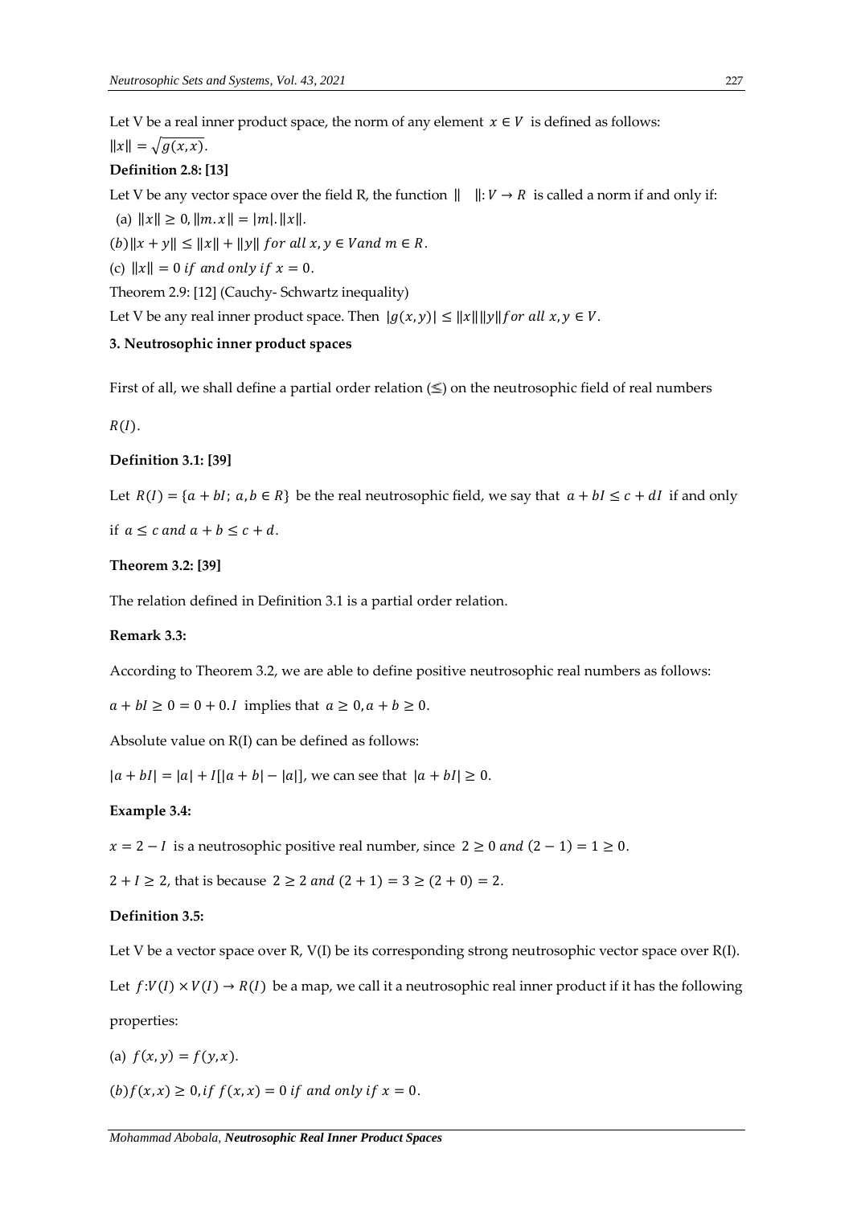Let V be a real inner product space, the norm of any element $x \in V$ is defined as follows:

$\|x\| = \sqrt{g(x,x)}$.

**Definition 2.8: [13]**

Let V be any vector space over the field R, the function $\| \quad \|: V \to R$ is called a norm if and only if:

(a) $\|x\| \geq 0, \|m.x\| = |m|.\|x\|$.

$(b) \|x + y\| \leq \|x\| + \|y\|$ $for\ all\ x, y \in V and\ m \in R$.

(c) $\|x\| = 0$ $if\ and\ only\ if\ x = 0$.

Theorem 2.9: [12] (Cauchy- Schwartz inequality)

Let V be any real inner product space. Then $|g(x,y)| \leq \|x\|\|y\| for\ all\ x, y \in V$.

**3. Neutrosophic inner product spaces**

First of all, we shall define a partial order relation ($\leq$) on the neutrosophic field of real numbers $R(I)$.

**Definition 3.1: [39]**

Let $R(I) = \{a + bI;\ a, b \in R\}$ be the real neutrosophic field, we say that $a + bI \leq c + dI$ if and only if $a \leq c\ and\ a + b \leq c + d$.

**Theorem 3.2: [39]**

The relation defined in Definition 3.1 is a partial order relation.

**Remark 3.3:**

According to Theorem 3.2, we are able to define positive neutrosophic real numbers as follows:

$a + bI \geq 0 = 0 + 0.I$ implies that $a \geq 0, a + b \geq 0$.

Absolute value on R(I) can be defined as follows:

$|a + bI| = |a| + I[|a + b| - |a|]$, we can see that $|a + bI| \geq 0$.

**Example 3.4:**

$x = 2 - I$ is a neutrosophic positive real number, since $2 \geq 0\ and\ (2 - 1) = 1 \geq 0$.

$2 + I \geq 2$, that is because $2 \geq 2\ and\ (2 + 1) = 3 \geq (2 + 0) = 2$.

**Definition 3.5:**

Let V be a vector space over R, V(I) be its corresponding strong neutrosophic vector space over R(I).

Let $f: V(I) \times V(I) \to R(I)$ be a map, we call it a neutrosophic real inner product if it has the following properties:

(a) $f(x,y) = f(y,x)$.

$(b) f(x,x) \geq 0, if\ f(x,x) = 0\ if\ and\ only\ if\ x = 0$.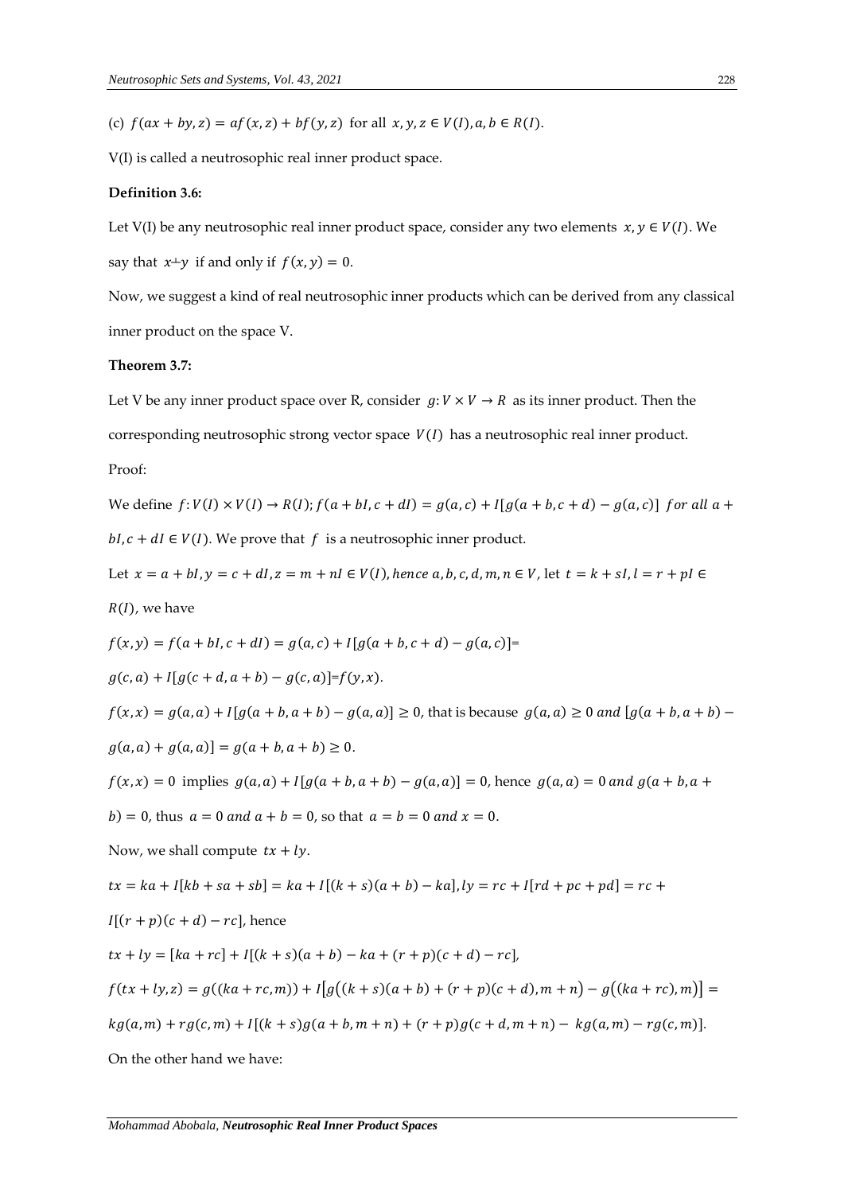(c) $f(ax + by, z) = af(x, z) + bf(y, z)$ for all $x, y, z \in V(I), a, b \in R(I)$.

V(I) is called a neutrosophic real inner product space.

**Definition 3.6:**

Let V(I) be any neutrosophic real inner product space, consider any two elements $x, y \in V(I)$. We say that $x \perp y$ if and only if $f(x, y) = 0$.

Now, we suggest a kind of real neutrosophic inner products which can be derived from any classical inner product on the space V.

**Theorem 3.7:**

Let V be any inner product space over R, consider $g: V \times V \to R$ as its inner product. Then the corresponding neutrosophic strong vector space $V(I)$ has a neutrosophic real inner product.

Proof:

We define $f: V(I) \times V(I) \to R(I); f(a + bI, c + dI) = g(a, c) + I[g(a + b, c + d) - g(a, c)]$ *for all* $a + bI, c + dI \in V(I)$. We prove that $f$ is a neutrosophic inner product.

Let $x = a + bI, y = c + dI, z = m + nI \in V(I)$, *hence* $a, b, c, d, m, n \in V$, let $t = k + sI, l = r + pI \in R(I)$, we have

$f(x, y) = f(a + bI, c + dI) = g(a, c) + I[g(a + b, c + d) - g(a, c)]$=

$g(c, a) + I[g(c + d, a + b) - g(c, a)]$=$f(y, x)$.

$f(x, x) = g(a, a) + I[g(a + b, a + b) - g(a, a)] \geq 0$, that is because $g(a, a) \geq 0$ *and* $[g(a + b, a + b) - g(a, a) + g(a, a)] = g(a + b, a + b) \geq 0$.

$f(x, x) = 0$ implies $g(a, a) + I[g(a + b, a + b) - g(a, a)] = 0$, hence $g(a, a) = 0$ *and* $g(a + b, a + b) = 0$, thus $a = 0$ *and* $a + b = 0$, so that $a = b = 0$ *and* $x = 0$.

Now, we shall compute $tx + ly$.

$tx = ka + I[kb + sa + sb] = ka + I[(k + s)(a + b) - ka], ly = rc + I[rd + pc + pd] = rc + I[(r + p)(c + d) - rc]$, hence

$tx + ly = [ka + rc] + I[(k + s)(a + b) - ka + (r + p)(c + d) - rc]$,

$f(tx + ly, z) = g((ka + rc, m)) + I[g((k + s)(a + b) + (r + p)(c + d), m + n) - g((ka + rc), m)] =$

$kg(a, m) + rg(c, m) + I[(k + s)g(a + b, m + n) + (r + p)g(c + d, m + n) - kg(a, m) - rg(c, m)]$.

On the other hand we have: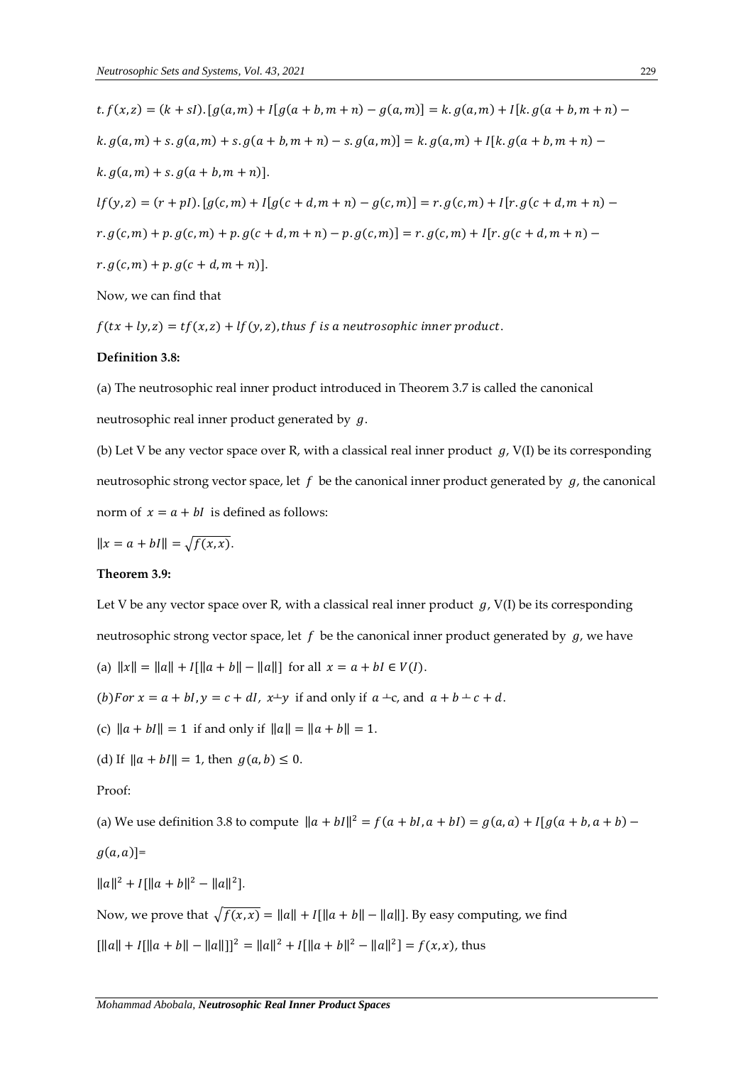$t.f(x,z) = (k + sI).[g(a,m) + I[g(a + b, m + n) - g(a,m)] = k.g(a,m) + I[k.g(a + b, m + n) -$

$k.g(a,m) + s.g(a,m) + s.g(a + b, m + n) - s.g(a,m)] = k.g(a,m) + I[k.g(a + b, m + n) -$

$k.g(a,m) + s.g(a + b, m + n)]$.

$lf(y,z) = (r + pI).[g(c,m) + I[g(c + d, m + n) - g(c,m)] = r.g(c,m) + I[r.g(c + d, m + n) -$

$r.g(c,m) + p.g(c,m) + p.g(c + d, m + n) - p.g(c,m)] = r.g(c,m) + I[r.g(c + d, m + n) -$

$r.g(c,m) + p.g(c + d, m + n)]$.

Now, we can find that

$f(tx + ly, z) = tf(x,z) + lf(y,z)$, *thus f is a neutrosophic inner product*.

**Definition 3.8:**

(a) The neutrosophic real inner product introduced in Theorem 3.7 is called the canonical neutrosophic real inner product generated by $g$.

(b) Let V be any vector space over R, with a classical real inner product $g$, V(I) be its corresponding neutrosophic strong vector space, let $f$ be the canonical inner product generated by $g$, the canonical norm of $x = a + bI$ is defined as follows:

$\|x = a + bI\| = \sqrt{f(x,x)}$.

**Theorem 3.9:**

Let V be any vector space over R, with a classical real inner product $g$, V(I) be its corresponding neutrosophic strong vector space, let $f$ be the canonical inner product generated by $g$, we have

(a) $\|x\| = \|a\| + I[\|a + b\| - \|a\|]$ for all $x = a + bI \in V(I)$.

(b) For $x = a + bI, y = c + dI$, $x \perp y$ if and only if $a \perp c$, and $a + b \perp c + d$.

(c) $\|a + bI\| = 1$ if and only if $\|a\| = \|a + b\| = 1$.

(d) If $\|a + bI\| = 1$, then $g(a,b) \leq 0$.

Proof:

(a) We use definition 3.8 to compute $\|a + bI\|^2 = f(a + bI, a + bI) = g(a,a) + I[g(a + b, a + b) - g(a,a)]=$

$\|a\|^2 + I[\|a + b\|^2 - \|a\|^2]$.

Now, we prove that $\sqrt{f(x,x)} = \|a\| + I[\|a + b\| - \|a\|]$. By easy computing, we find

$[\|a\| + I[\|a + b\| - \|a\|]]^2 = \|a\|^2 + I[\|a + b\|^2 - \|a\|^2] = f(x,x)$, thus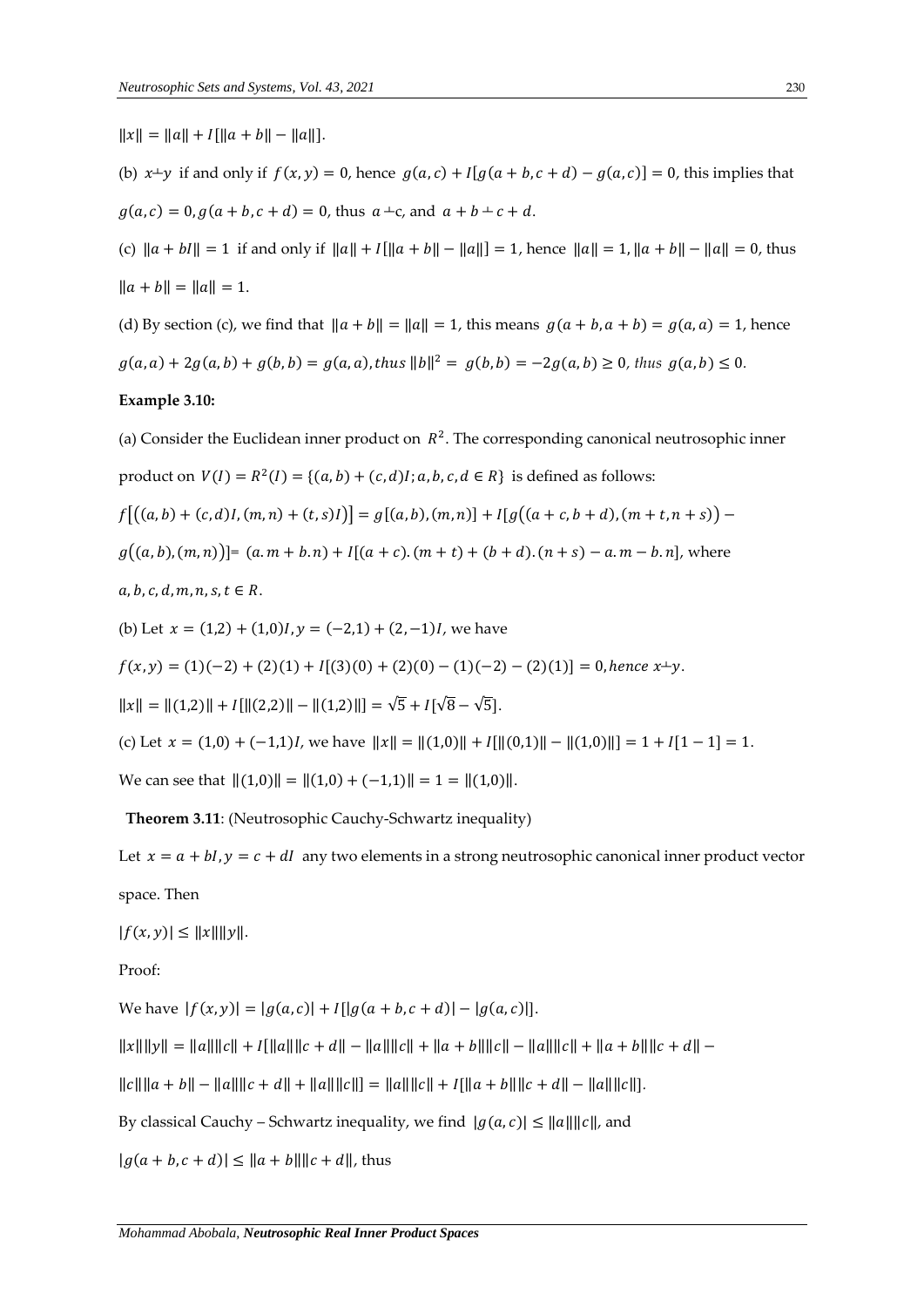$\|x\| = \|a\| + I[\|a+b\| - \|a\|]$.

(b) $x \perp y$ if and only if $f(x,y) = 0$, hence $g(a,c) + I[g(a+b, c+d) - g(a,c)] = 0$, this implies that $g(a,c) = 0, g(a+b, c+d) = 0$, thus $a \perp c$, and $a + b \perp c + d$.

(c) $\|a + bI\| = 1$ if and only if $\|a\| + I[\|a+b\| - \|a\|] = 1$, hence $\|a\| = 1, \|a+b\| - \|a\| = 0$, thus $\|a+b\| = \|a\| = 1$.

(d) By section (c), we find that $\|a+b\| = \|a\| = 1$, this means $g(a+b, a+b) = g(a,a) = 1$, hence $g(a,a) + 2g(a,b) + g(b,b) = g(a,a)$, *thus* $\|b\|^2 = g(b,b) = -2g(a,b) \geq 0$, *thus* $g(a,b) \leq 0$.

**Example 3.10:**

(a) Consider the Euclidean inner product on $R^2$. The corresponding canonical neutrosophic inner product on $V(I) = R^2(I) = \{(a,b) + (c,d)I; a,b,c,d \in R\}$ is defined as follows:

$f[((a,b) + (c,d)I, (m,n) + (t,s)I)] = g[(a,b),(m,n)] + I[g((a+c, b+d),(m+t, n+s)) - g((a,b),(m,n))] = (a.m + b.n) + I[(a+c).(m+t) + (b+d).(n+s) - a.m - b.n]$, where $a,b,c,d,m,n,s,t \in R$.

(b) Let $x = (1,2) + (1,0)I, y = (-2,1) + (2,-1)I$, we have

$f(x,y) = (1)(-2) + (2)(1) + I[(3)(0) + (2)(0) - (1)(-2) - (2)(1)] = 0$, *hence* $x \perp y$.

$\|x\| = \|(1,2)\| + I[\|(2,2)\| - \|(1,2)\|] = \sqrt{5} + I[\sqrt{8} - \sqrt{5}]$.

(c) Let $x = (1,0) + (-1,1)I$, we have $\|x\| = \|(1,0)\| + I[\|(0,1)\| - \|(1,0)\|] = 1 + I[1-1] = 1$.

We can see that $\|(1,0)\| = \|(1,0) + (-1,1)\| = 1 = \|(1,0)\|$.

**Theorem 3.11**: (Neutrosophic Cauchy-Schwartz inequality)

Let $x = a + bI, y = c + dI$ any two elements in a strong neutrosophic canonical inner product vector space. Then

$|f(x,y)| \leq \|x\|\|y\|$.

Proof:

We have $|f(x,y)| = |g(a,c)| + I[|g(a+b, c+d)| - |g(a,c)|]$.

$\|x\|\|y\| = \|a\|\|c\| + I[\|a\|\|c+d\| - \|a\|\|c\| + \|a+b\|\|c\| - \|a\|\|c\| + \|a+b\|\|c+d\| - \|c\|\|a+b\| - \|a\|\|c+d\| + \|a\|\|c\|] = \|a\|\|c\| + I[\|a+b\|\|c+d\| - \|a\|\|c\|]$.

By classical Cauchy – Schwartz inequality, we find $|g(a,c)| \leq \|a\|\|c\|$, and

$|g(a+b, c+d)| \leq \|a+b\|\|c+d\|$, thus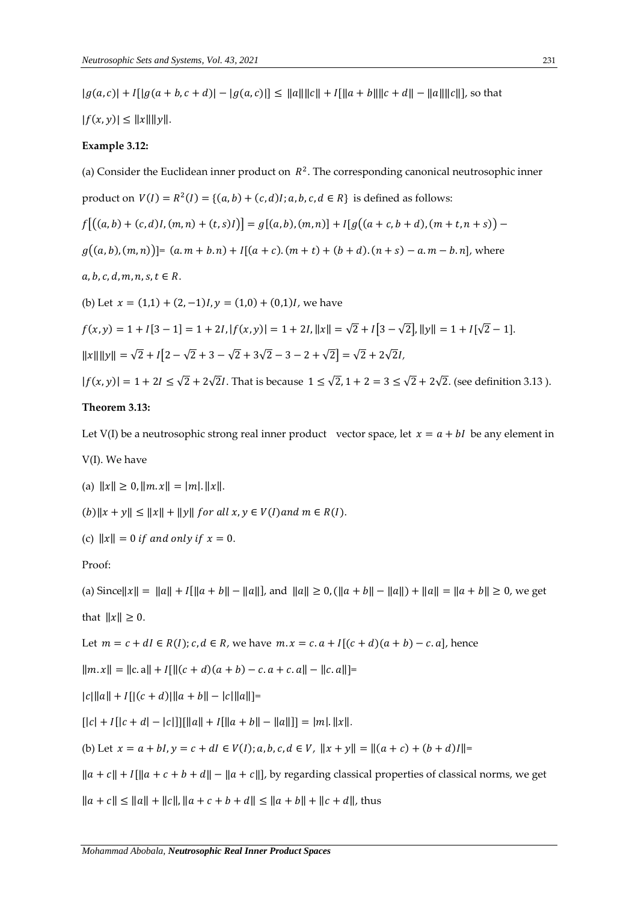$|g(a,c)| + I[|g(a+b,c+d)| - |g(a,c)|] \leq \|a\|\|c\| + I[\|a+b\|\|c+d\| - \|a\|\|c\|]$, so that

$|f(x,y)| \leq \|x\|\|y\|$.

**Example 3.12:**

(a) Consider the Euclidean inner product on $R^2$. The corresponding canonical neutrosophic inner product on $V(I) = R^2(I) = \{(a,b) + (c,d)I; a,b,c,d \in R\}$ is defined as follows:

$f[((a,b) + (c,d)I, (m,n) + (t,s)I)] = g[(a,b),(m,n)] + I[g((a+c,b+d),(m+t,n+s)) - g((a,b),(m,n))]$= $(a.m + b.n) + I[(a+c).(m+t) + (b+d).(n+s) - a.m - b.n]$, where $a,b,c,d,m,n,s,t \in R$.

(b) Let $x = (1,1) + (2,-1)I, y = (1,0) + (0,1)I$, we have

$f(x,y) = 1 + I[3-1] = 1 + 2I, |f(x,y)| = 1 + 2I, \|x\| = \sqrt{2} + I[3 - \sqrt{2}], \|y\| = 1 + I[\sqrt{2} - 1]$.

$\|x\|\|y\| = \sqrt{2} + I[2 - \sqrt{2} + 3 - \sqrt{2} + 3\sqrt{2} - 3 - 2 + \sqrt{2}] = \sqrt{2} + 2\sqrt{2}I$,

$|f(x,y)| = 1 + 2I \leq \sqrt{2} + 2\sqrt{2}I$. That is because $1 \leq \sqrt{2}, 1 + 2 = 3 \leq \sqrt{2} + 2\sqrt{2}$. (see definition 3.13 ).

**Theorem 3.13:**

Let V(I) be a neutrosophic strong real inner product vector space, let $x = a + bI$ be any element in V(I). We have

(a) $\|x\| \geq 0, \|m.x\| = |m|.\|x\|$.

(b) $\|x + y\| \leq \|x\| + \|y\|$ *for all* $x, y \in V(I)$ *and* $m \in R(I)$.

(c) $\|x\| = 0$ *if and only if* $x = 0$.

Proof:

(a) Since $\|x\| = \|a\| + I[\|a+b\| - \|a\|]$, and $\|a\| \geq 0, (\|a+b\| - \|a\|) + \|a\| = \|a+b\| \geq 0$, we get that $\|x\| \geq 0$.

Let $m = c + dI \in R(I); c,d \in R$, we have $m.x = c.a + I[(c+d)(a+b) - c.a]$, hence

$\|m.x\| = \|c.a\| + I[\|(c+d)(a+b) - c.a + c.a\| - \|c.a\|]$=

$|c|\|a\| + I[|(c+d)|\|a+b\| - |c|\|a\|]$=

$[|c| + I[|c+d| - |c|]][\|a\| + I[\|a+b\| - \|a\|]] = |m|.\|x\|$.

(b) Let $x = a + bI, y = c + dI \in V(I); a,b,c,d \in V$, $\|x+y\| = \|(a+c) + (b+d)I\|$=

$\|a+c\| + I[\|a+c+b+d\| - \|a+c\|]$, by regarding classical properties of classical norms, we get

$\|a+c\| \leq \|a\| + \|c\|, \|a+c+b+d\| \leq \|a+b\| + \|c+d\|$, thus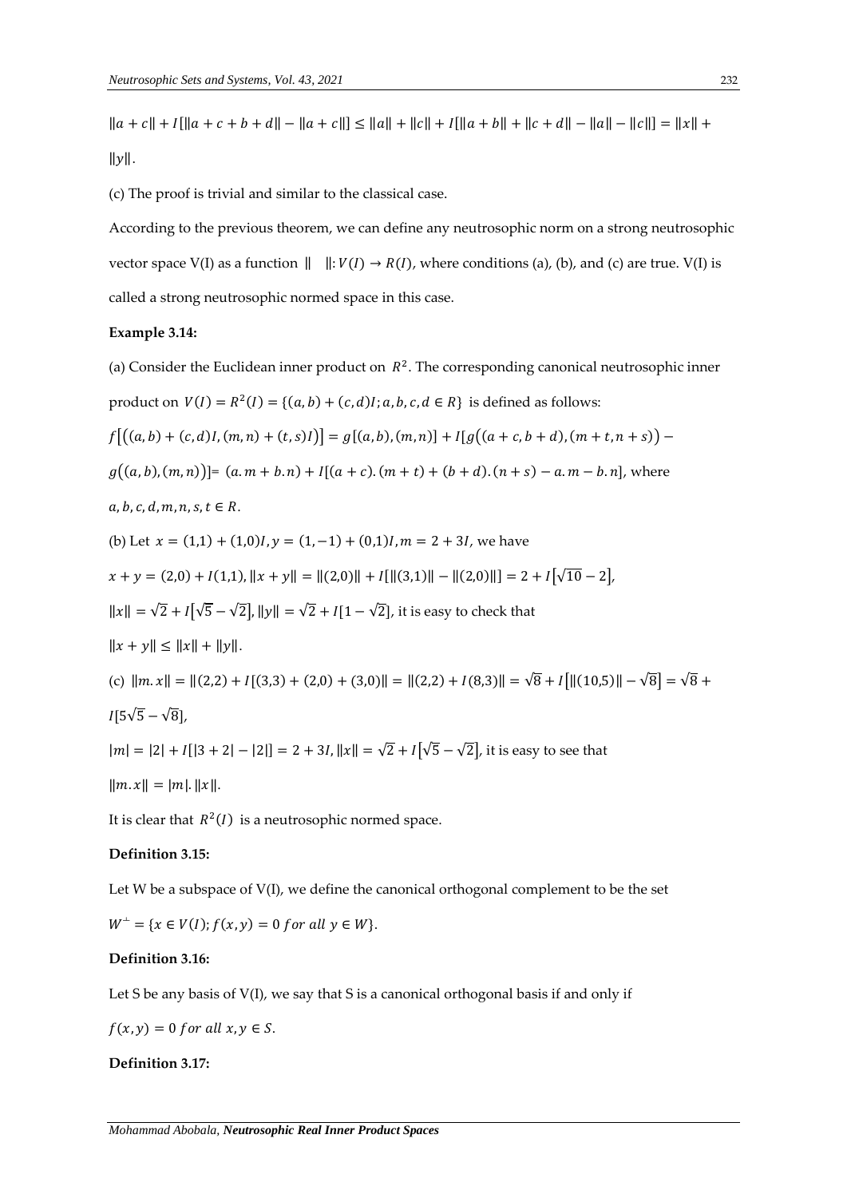$\|a+c\| + I[\|a+c+b+d\| - \|a+c\|] \le \|a\| + \|c\| + I[\|a+b\| + \|c+d\| - \|a\| - \|c\|] = \|x\| + \|y\|$.

(c) The proof is trivial and similar to the classical case.

According to the previous theorem, we can define any neutrosophic norm on a strong neutrosophic vector space V(I) as a function $\| \quad \|: V(I) \to R(I)$, where conditions (a), (b), and (c) are true. V(I) is called a strong neutrosophic normed space in this case.

**Example 3.14:**

(a) Consider the Euclidean inner product on $R^2$. The corresponding canonical neutrosophic inner product on $V(I) = R^2(I) = \{(a,b) + (c,d)I; a,b,c,d \in R\}$ is defined as follows:

$f\big[\big((a,b)+(c,d)I, (m,n)+(t,s)I\big)\big] = g[(a,b),(m,n)] + I[g\big((a+c, b+d),(m+t, n+s)\big) - g\big((a,b),(m,n)\big)] = (a.m + b.n) + I[(a+c).(m+t) + (b+d).(n+s) - a.m - b.n]$, where $a,b,c,d,m,n,s,t \in R$.

(b) Let $x = (1,1) + (1,0)I, y = (1,-1) + (0,1)I, m = 2+3I$, we have

$x + y = (2,0) + I(1,1), \|x+y\| = \|(2,0)\| + I[\|(3,1)\| - \|(2,0)\|] = 2 + I[\sqrt{10} - 2]$,

$\|x\| = \sqrt{2} + I[\sqrt{5} - \sqrt{2}], \|y\| = \sqrt{2} + I[1 - \sqrt{2}]$, it is easy to check that

$\|x+y\| \le \|x\| + \|y\|$.

(c) $\|m.x\| = \|(2,2) + I[(3,3) + (2,0) + (3,0)]\| = \|(2,2) + I(8,3)\| = \sqrt{8} + I\big[\|(10,5)\| - \sqrt{8}\big] = \sqrt{8} + I[5\sqrt{5} - \sqrt{8}]$,

$|m| = |2| + I[|3+2| - |2|] = 2 + 3I, \|x\| = \sqrt{2} + I\big[\sqrt{5} - \sqrt{2}\big]$, it is easy to see that

$\|m.x\| = |m|.\|x\|$.

It is clear that $R^2(I)$ is a neutrosophic normed space.

**Definition 3.15:**

Let W be a subspace of V(I), we define the canonical orthogonal complement to be the set

$W^{\perp} = \{x \in V(I); f(x,y) = 0 \; for \; all \; y \in W\}$.

**Definition 3.16:**

Let S be any basis of V(I), we say that S is a canonical orthogonal basis if and only if

$f(x,y) = 0 \; for \; all \; x,y \in S$.

**Definition 3.17:**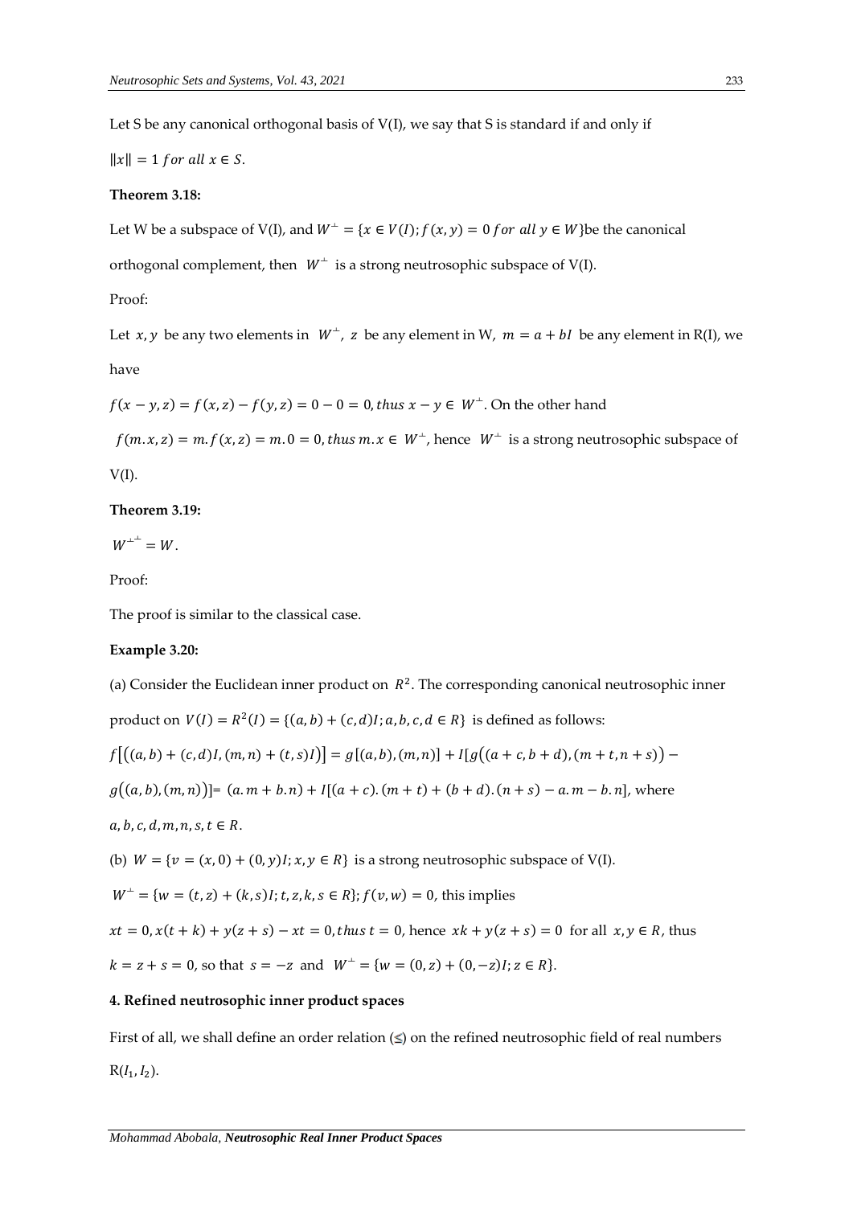Let S be any canonical orthogonal basis of V(I), we say that S is standard if and only if

$\|x\| = 1$ *for all* $x \in S$.

**Theorem 3.18:**

Let W be a subspace of V(I), and $W^{\perp} = \{x \in V(I); f(x,y) = 0 \text{ for all } y \in W\}$be the canonical orthogonal complement, then $W^{\perp}$ is a strong neutrosophic subspace of V(I).

Proof:

Let $x, y$ be any two elements in $W^{\perp}$, $z$ be any element in W, $m = a + bI$ be any element in R(I), we have

$f(x - y, z) = f(x,z) - f(y,z) = 0 - 0 = 0$, *thus* $x - y \in W^{\perp}$. On the other hand

$f(m.x, z) = m.f(x,z) = m.0 = 0$, *thus* $m.x \in W^{\perp}$, hence $W^{\perp}$ is a strong neutrosophic subspace of V(I).

**Theorem 3.19:**

$W^{\perp^{\perp}} = W$.

Proof:

The proof is similar to the classical case.

**Example 3.20:**

(a) Consider the Euclidean inner product on $R^2$. The corresponding canonical neutrosophic inner product on $V(I) = R^2(I) = \{(a,b) + (c,d)I; a,b,c,d \in R\}$ is defined as follows:

$f[((a,b) + (c,d)I, (m,n) + (t,s)I)] = g[(a,b),(m,n)] + I[g((a+c, b+d),(m+t, n+s)) - g((a,b),(m,n))]= (a.m + b.n) + I[(a+c).(m+t) + (b+d).(n+s) - a.m - b.n]$, where $a,b,c,d,m,n,s,t \in R$.

(b) $W = \{v = (x,0) + (0,y)I; x,y \in R\}$ is a strong neutrosophic subspace of V(I).

$W^{\perp} = \{w = (t,z) + (k,s)I; t,z,k,s \in R\}$; $f(v,w) = 0$, this implies

$xt = 0, x(t+k) + y(z+s) - xt = 0$, *thus* $t = 0$, hence $xk + y(z+s) = 0$ for all $x, y \in R$, thus

$k = z + s = 0$, so that $s = -z$ and $W^{\perp} = \{w = (0,z) + (0,-z)I; z \in R\}$.

## 4. Refined neutrosophic inner product spaces

First of all, we shall define an order relation ($\leq$) on the refined neutrosophic field of real numbers $R(I_1, I_2)$.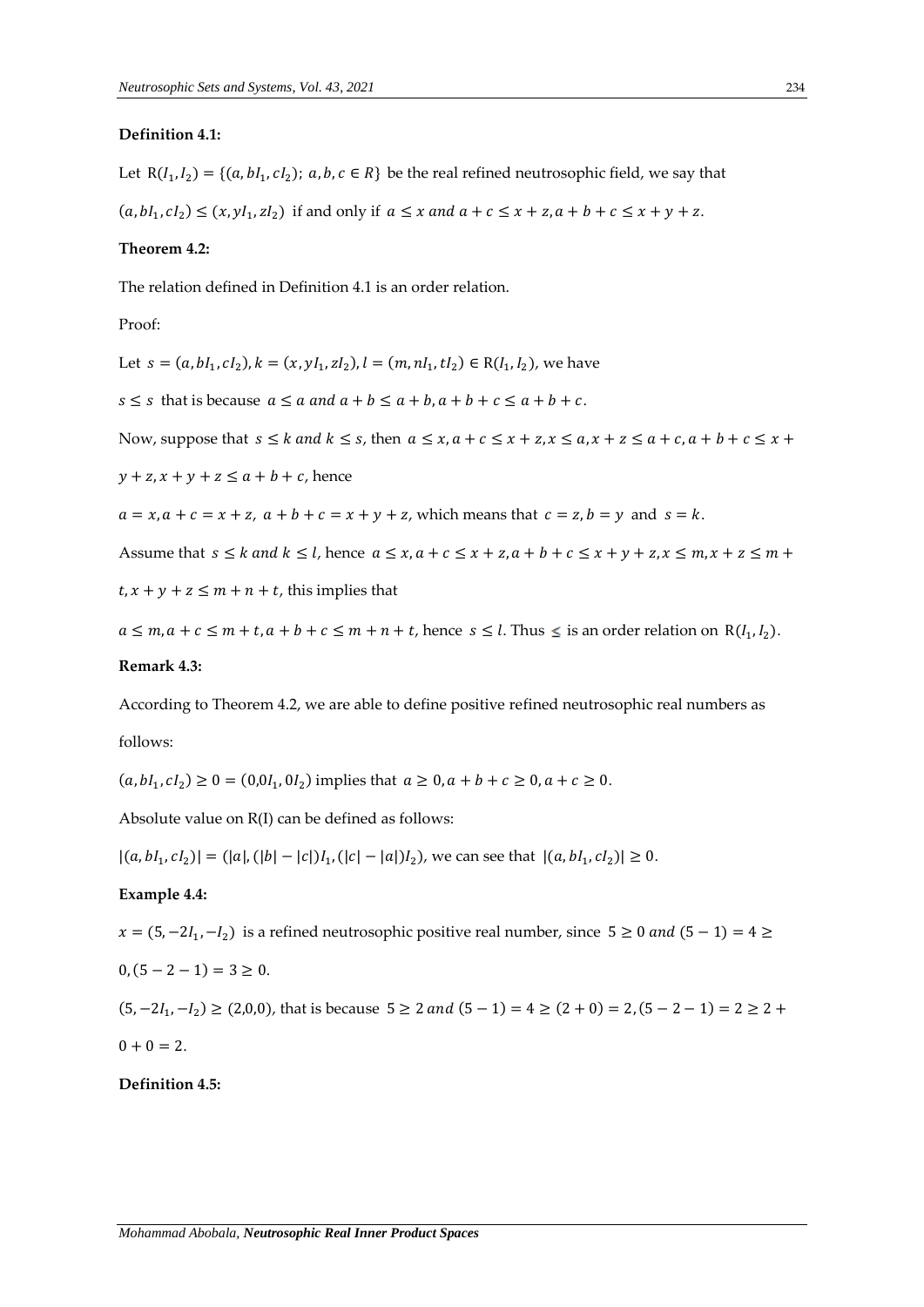**Definition 4.1:**

Let $R(I_1, I_2) = \{(a, bI_1, cI_2);\ a, b, c \in R\}$ be the real refined neutrosophic field, we say that $(a, bI_1, cI_2) \leq (x, yI_1, zI_2)$ if and only if $a \leq x$ *and* $a + c \leq x + z, a + b + c \leq x + y + z$.

**Theorem 4.2:**

The relation defined in Definition 4.1 is an order relation.

Proof:

Let $s = (a, bI_1, cI_2), k = (x, yI_1, zI_2), l = (m, nI_1, tI_2) \in R(I_1, I_2)$, we have

$s \leq s$ that is because $a \leq a$ *and* $a + b \leq a + b, a + b + c \leq a + b + c$.

Now, suppose that $s \leq k$ *and* $k \leq s$, then $a \leq x, a + c \leq x + z, x \leq a, x + z \leq a + c, a + b + c \leq x + y + z, x + y + z \leq a + b + c$, hence

$a = x, a + c = x + z,\ a + b + c = x + y + z$, which means that $c = z, b = y$ and $s = k$.

Assume that $s \leq k$ *and* $k \leq l$, hence $a \leq x, a + c \leq x + z, a + b + c \leq x + y + z, x \leq m, x + z \leq m + t, x + y + z \leq m + n + t$, this implies that

$a \leq m, a + c \leq m + t, a + b + c \leq m + n + t$, hence $s \leq l$. Thus $\leq$ is an order relation on $R(I_1, I_2)$.

**Remark 4.3:**

According to Theorem 4.2, we are able to define positive refined neutrosophic real numbers as follows:

$(a, bI_1, cI_2) \geq 0 = (0, 0I_1, 0I_2)$ implies that $a \geq 0, a + b + c \geq 0, a + c \geq 0$.

Absolute value on R(I) can be defined as follows:

$|(a, bI_1, cI_2)| = (|a|, (|b| - |c|)I_1, (|c| - |a|)I_2)$, we can see that $|(a, bI_1, cI_2)| \geq 0$.

**Example 4.4:**

$x = (5, -2I_1, -I_2)$ is a refined neutrosophic positive real number, since $5 \geq 0$ *and* $(5 - 1) = 4 \geq 0, (5 - 2 - 1) = 3 \geq 0$.

$(5, -2I_1, -I_2) \geq (2,0,0)$, that is because $5 \geq 2$ *and* $(5 - 1) = 4 \geq (2 + 0) = 2, (5 - 2 - 1) = 2 \geq 2 + 0 + 0 = 2$.

**Definition 4.5:**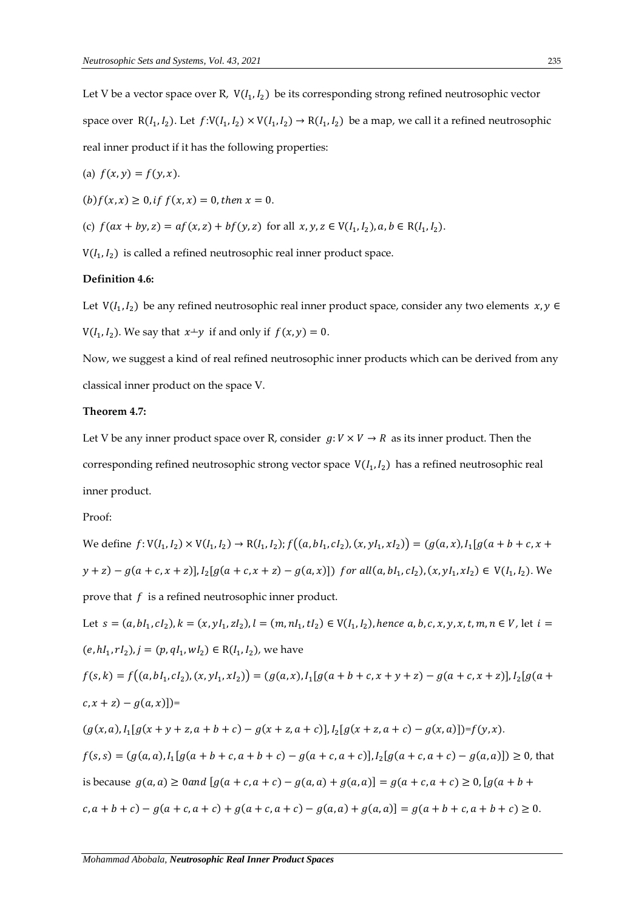Let V be a vector space over R, $V(I_1, I_2)$ be its corresponding strong refined neutrosophic vector space over $R(I_1, I_2)$. Let $f: V(I_1, I_2) \times V(I_1, I_2) \to R(I_1, I_2)$ be a map, we call it a refined neutrosophic real inner product if it has the following properties:

(a) $f(x, y) = f(y, x)$.

(b) $f(x, x) \geq 0, if\ f(x, x) = 0, then\ x = 0$.

(c) $f(ax + by, z) = af(x, z) + bf(y, z)$ for all $x, y, z \in V(I_1, I_2), a, b \in R(I_1, I_2)$.

$V(I_1, I_2)$ is called a refined neutrosophic real inner product space.

**Definition 4.6:**

Let $V(I_1, I_2)$ be any refined neutrosophic real inner product space, consider any two elements $x, y \in V(I_1, I_2)$. We say that $x \perp y$ if and only if $f(x, y) = 0$.

Now, we suggest a kind of real refined neutrosophic inner products which can be derived from any classical inner product on the space V.

**Theorem 4.7:**

Let V be any inner product space over R, consider $g: V \times V \to R$ as its inner product. Then the corresponding refined neutrosophic strong vector space $V(I_1, I_2)$ has a refined neutrosophic real inner product.

Proof:

We define $f: V(I_1, I_2) \times V(I_1, I_2) \to R(I_1, I_2); f\big((a, bI_1, cI_2), (x, yI_1, xI_2)\big) = (g(a, x), I_1[g(a + b + c, x + y + z) - g(a + c, x + z)], I_2[g(a + c, x + z) - g(a, x)])\ for\ all (a, bI_1, cI_2), (x, yI_1, xI_2) \in V(I_1, I_2)$. We prove that $f$ is a refined neutrosophic inner product.

Let $s = (a, bI_1, cI_2), k = (x, yI_1, zI_2), l = (m, nI_1, tI_2) \in V(I_1, I_2), hence\ a, b, c, x, y, x, t, m, n \in V$, let $i = (e, hI_1, rI_2), j = (p, qI_1, wI_2) \in R(I_1, I_2)$, we have

$f(s, k) = f\big((a, bI_1, cI_2), (x, yI_1, xI_2)\big) = (g(a, x), I_1[g(a + b + c, x + y + z) - g(a + c, x + z)], I_2[g(a + c, x + z) - g(a, x)])$=

$(g(x, a), I_1[g(x + y + z, a + b + c) - g(x + z, a + c)], I_2[g(x + z, a + c) - g(x, a)])$=$f(y, x)$.

$f(s, s) = (g(a, a), I_1[g(a + b + c, a + b + c) - g(a + c, a + c)], I_2[g(a + c, a + c) - g(a, a)]) \geq 0$, that is because $g(a, a) \geq 0 and\ [g(a + c, a + c) - g(a, a) + g(a, a)] = g(a + c, a + c) \geq 0, [g(a + b + c, a + b + c) - g(a + c, a + c) + g(a + c, a + c) - g(a, a) + g(a, a)] = g(a + b + c, a + b + c) \geq 0$.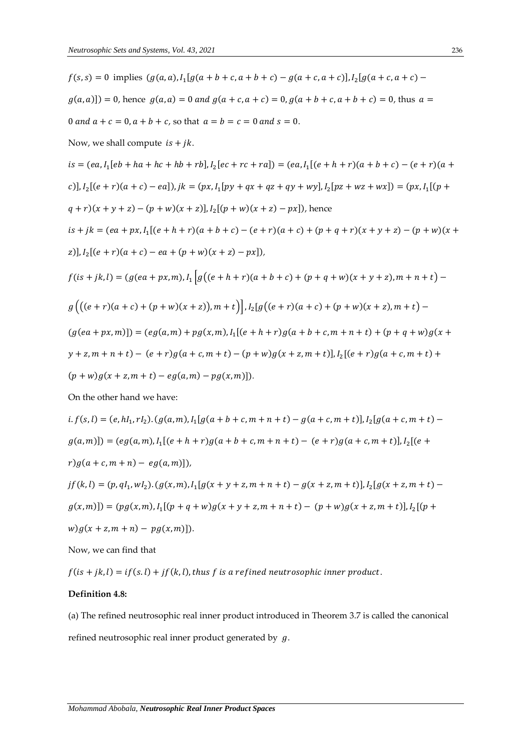$f(s,s) = 0$ implies $(g(a,a), I_1[g(a+b+c, a+b+c) - g(a+c, a+c)], I_2[g(a+c, a+c) - g(a,a)]) = 0$, hence $g(a,a) = 0$ *and* $g(a+c, a+c) = 0, g(a+b+c, a+b+c) = 0$, thus $a = 0$ *and* $a+c = 0, a+b+c$, so that $a = b = c = 0$ *and* $s = 0$.

Now, we shall compute $is + jk$.

$is = (ea, I_1[eb + ha + hc + hb + rb], I_2[ec + rc + ra]) = (ea, I_1[(e+h+r)(a+b+c) - (e+r)(a+c)], I_2[(e+r)(a+c) - ea]), jk = (px, I_1[py + qx + qz + qy + wy], I_2[pz + wz + wx]) = (px, I_1[(p+q+r)(x+y+z) - (p+w)(x+z)], I_2[(p+w)(x+z) - px])$, hence

$is + jk = (ea + px, I_1[(e+h+r)(a+b+c) - (e+r)(a+c) + (p+q+r)(x+y+z) - (p+w)(x+z)], I_2[(e+r)(a+c) - ea + (p+w)(x+z) - px])$,

$f(is+jk, l) = (g(ea+px, m), I_1\left[g\left((e+h+r)(a+b+c) + (p+q+w)(x+y+z), m+n+t\right) - g\left(\left((e+r)(a+c) + (p+w)(x+z)\right), m+t\right)\right], I_2[g\left((e+r)(a+c) + (p+w)(x+z), m+t\right) - (g(ea+px, m)]) = (eg(a,m) + pg(x,m), I_1[(e+h+r)g(a+b+c, m+n+t) + (p+q+w)g(x+y+z, m+n+t) - (e+r)g(a+c, m+t) - (p+w)g(x+z, m+t)], I_2[(e+r)g(a+c, m+t) + (p+w)g(x+z, m+t) - eg(a,m) - pg(x,m)])$.

On the other hand we have:

$i.f(s,l) = (e, hI_1, rI_2).(g(a,m), I_1[g(a+b+c, m+n+t) - g(a+c, m+t)], I_2[g(a+c, m+t) - g(a,m)]) = (eg(a,m), I_1[(e+h+r)g(a+b+c, m+n+t) - (e+r)g(a+c, m+t)], I_2[(e+r)g(a+c, m+n) - eg(a,m)])$,

$jf(k,l) = (p, qI_1, wI_2).(g(x,m), I_1[g(x+y+z, m+n+t) - g(x+z, m+t)], I_2[g(x+z, m+t) - g(x,m)]) = (pg(x,m), I_1[(p+q+w)g(x+y+z, m+n+t) - (p+w)g(x+z, m+t)], I_2[(p+w)g(x+z, m+n) - pg(x,m)])$.

Now, we can find that

$f(is+jk, l) = if(s.l) + jf(k,l)$, *thus f is a refined neutrosophic inner product*.

**Definition 4.8:**

(a) The refined neutrosophic real inner product introduced in Theorem 3.7 is called the canonical refined neutrosophic real inner product generated by $g$.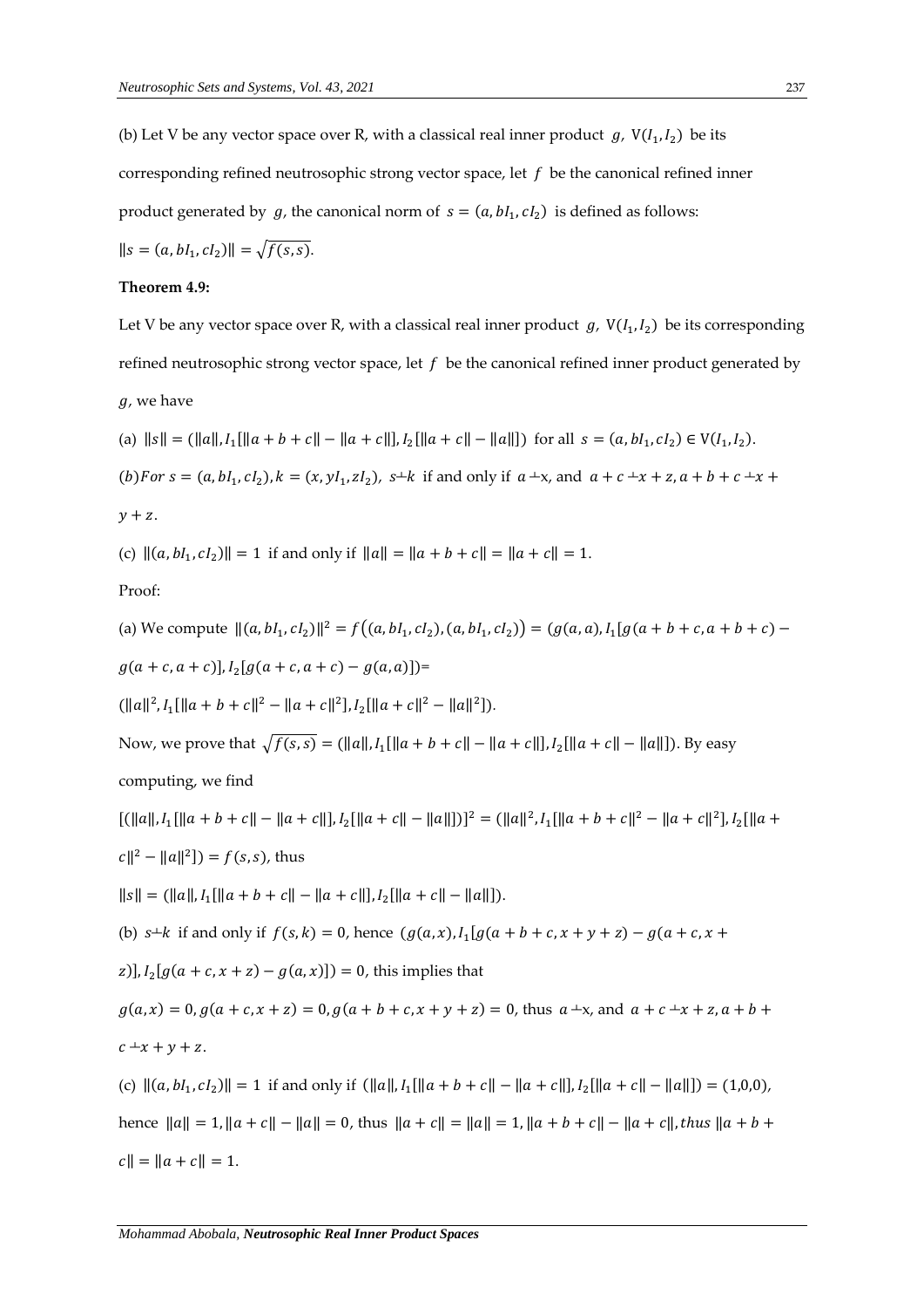(b) Let V be any vector space over R, with a classical real inner product $g$, $V(I_1, I_2)$ be its corresponding refined neutrosophic strong vector space, let $f$ be the canonical refined inner product generated by $g$, the canonical norm of $s = (a, bI_1, cI_2)$ is defined as follows:

$\|s = (a, bI_1, cI_2)\| = \sqrt{f(s,s)}$.

**Theorem 4.9:**

Let V be any vector space over R, with a classical real inner product $g$, $V(I_1, I_2)$ be its corresponding refined neutrosophic strong vector space, let $f$ be the canonical refined inner product generated by $g$, we have

(a) $\|s\| = (\|a\|, I_1[\|a+b+c\| - \|a+c\|], I_2[\|a+c\| - \|a\|])$ for all $s = (a, bI_1, cI_2) \in V(I_1, I_2)$.

(b) For $s = (a, bI_1, cI_2), k = (x, yI_1, zI_2)$, $s \perp k$ if and only if $a \perp x$, and $a + c \perp x + z, a + b + c \perp x + y + z$.

(c) $\|(a, bI_1, cI_2)\| = 1$ if and only if $\|a\| = \|a+b+c\| = \|a+c\| = 1$.

Proof:

(a) We compute $\|(a, bI_1, cI_2)\|^2 = f\big((a, bI_1, cI_2), (a, bI_1, cI_2)\big) = (g(a,a), I_1[g(a+b+c, a+b+c) - g(a+c, a+c)], I_2[g(a+c, a+c) - g(a,a)])$=

$(\|a\|^2, I_1[\|a+b+c\|^2 - \|a+c\|^2], I_2[\|a+c\|^2 - \|a\|^2])$.

Now, we prove that $\sqrt{f(s,s)} = (\|a\|, I_1[\|a+b+c\| - \|a+c\|], I_2[\|a+c\| - \|a\|])$. By easy computing, we find

$[(\|a\|, I_1[\|a+b+c\| - \|a+c\|], I_2[\|a+c\| - \|a\|])]^2 = (\|a\|^2, I_1[\|a+b+c\|^2 - \|a+c\|^2], I_2[\|a+c\|^2 - \|a\|^2]) = f(s,s)$, thus

$\|s\| = (\|a\|, I_1[\|a+b+c\| - \|a+c\|], I_2[\|a+c\| - \|a\|])$.

(b) $s \perp k$ if and only if $f(s,k) = 0$, hence $(g(a,x), I_1[g(a+b+c, x+y+z) - g(a+c, x+z)], I_2[g(a+c, x+z) - g(a,x)]) = 0$, this implies that

$g(a,x) = 0, g(a+c, x+z) = 0, g(a+b+c, x+y+z) = 0$, thus $a \perp x$, and $a + c \perp x + z, a + b + c \perp x + y + z$.

(c) $\|(a, bI_1, cI_2)\| = 1$ if and only if $(\|a\|, I_1[\|a+b+c\| - \|a+c\|], I_2[\|a+c\| - \|a\|]) = (1,0,0)$, hence $\|a\| = 1, \|a+c\| - \|a\| = 0$, thus $\|a+c\| = \|a\| = 1, \|a+b+c\| - \|a+c\|$, *thus* $\|a+b+c\| = \|a+c\| = 1$.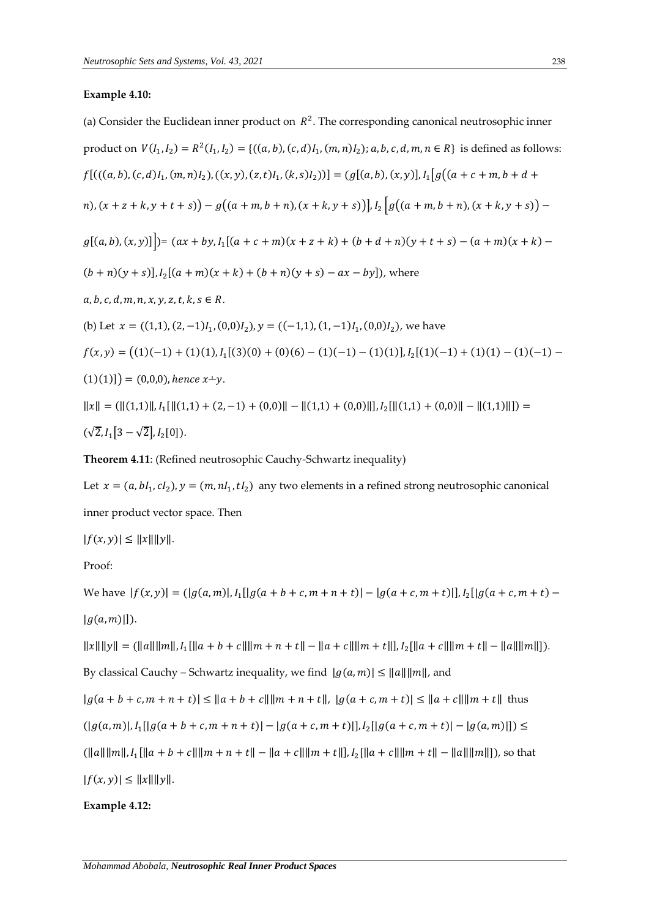**Example 4.10:**

(a) Consider the Euclidean inner product on $R^2$. The corresponding canonical neutrosophic inner product on $V(I_1, I_2) = R^2(I_1, I_2) = \{((a,b),(c,d)I_1,(m,n)I_2); a,b,c,d,m,n \in R\}$ is defined as follows:

$f[(((a,b),(c,d)I_1,(m,n)I_2),((x,y),(z,t)I_1,(k,s)I_2))] = (g[(a,b),(x,y)], I_1\big[g\big((a+c+m,b+d+n),(x+z+k,y+t+s)\big) - g\big((a+m,b+n),(x+k,y+s)\big)\big], I_2\Big[g\big((a+m,b+n),(x+k,y+s)\big) - g[(a,b),(x,y)]\Big]) = (ax+by, I_1[(a+c+m)(x+z+k)+(b+d+n)(y+t+s)-(a+m)(x+k)-(b+n)(y+s)], I_2[(a+m)(x+k)+(b+n)(y+s)-ax-by])$, where $a,b,c,d,m,n,x,y,z,t,k,s \in R$.

(b) Let $x = ((1,1),(2,-1)I_1,(0,0)I_2)$, $y = ((-1,1),(1,-1)I_1,(0,0)I_2)$, we have

$f(x,y) = \big((1)(-1)+(1)(1), I_1[(3)(0)+(0)(6)-(1)(-1)-(1)(1)], I_2[(1)(-1)+(1)(1)-(1)(-1)-(1)(1)]\big) = (0,0,0)$, *hence* $x \perp y$.

$\|x\| = (\|(1,1)\|, I_1[\|(1,1)+(2,-1)+(0,0)\| - \|(1,1)+(0,0)\|], I_2[\|(1,1)+(0,0)\| - \|(1,1)\|]) = (\sqrt{2}, I_1[3-\sqrt{2}], I_2[0])$.

**Theorem 4.11**: (Refined neutrosophic Cauchy-Schwartz inequality)

Let $x = (a, bI_1, cI_2)$, $y = (m, nI_1, tI_2)$ any two elements in a refined strong neutrosophic canonical inner product vector space. Then

$|f(x,y)| \leq \|x\|\|y\|$.

Proof:

We have $|f(x,y)| = (|g(a,m)|, I_1[|g(a+b+c, m+n+t)| - |g(a+c, m+t)|], I_2[|g(a+c, m+t) - |g(a,m)|])$.

$\|x\|\|y\| = (\|a\|\|m\|, I_1[\|a+b+c\|\|m+n+t\| - \|a+c\|\|m+t\|], I_2[\|a+c\|\|m+t\| - \|a\|\|m\|])$.

By classical Cauchy – Schwartz inequality, we find $|g(a,m)| \leq \|a\|\|m\|$, and

$|g(a+b+c, m+n+t)| \leq \|a+b+c\|\|m+n+t\|$, $|g(a+c, m+t)| \leq \|a+c\|\|m+t\|$ thus

$(|g(a,m)|, I_1[|g(a+b+c, m+n+t)| - |g(a+c, m+t)|], I_2[|g(a+c, m+t)| - |g(a,m)|]) \leq (\|a\|\|m\|, I_1[\|a+b+c\|\|m+n+t\| - \|a+c\|\|m+t\|], I_2[\|a+c\|\|m+t\| - \|a\|\|m\|])$, so that

$|f(x,y)| \leq \|x\|\|y\|$.

**Example 4.12:**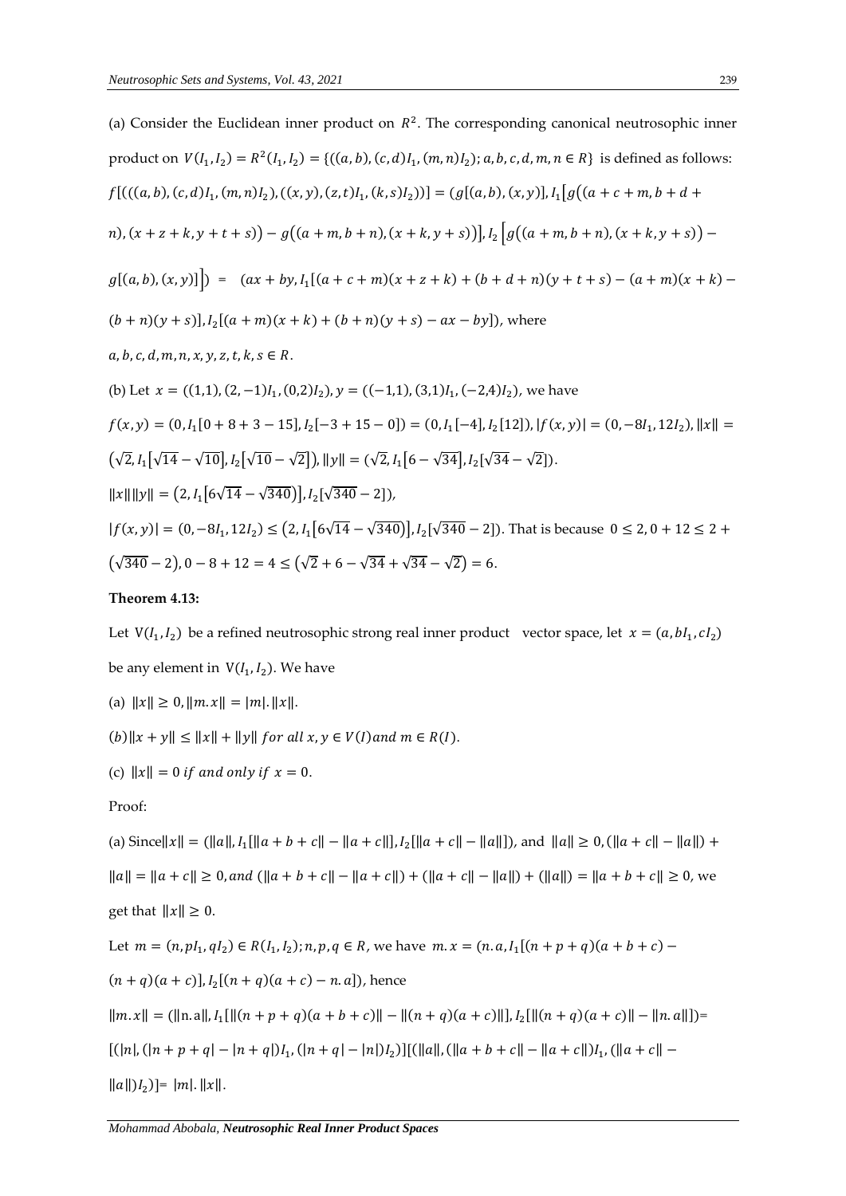(a) Consider the Euclidean inner product on $R^2$. The corresponding canonical neutrosophic inner product on $V(I_1, I_2) = R^2(I_1, I_2) = \{((a,b),(c,d)I_1,(m,n)I_2); a,b,c,d,m,n \in R\}$ is defined as follows: $f[(((a,b),(c,d)I_1,(m,n)I_2),((x,y),(z,t)I_1,(k,s)I_2))] = (g[(a,b),(x,y)], I_1\big[g\big((a+c+m,b+d+n),(x+z+k,y+t+s)\big) - g\big((a+m,b+n),(x+k,y+s)\big)\big], I_2\Big[g\big((a+m,b+n),(x+k,y+s)\big) - g[(a,b),(x,y)]\Big]\Big) = (ax+by, I_1[(a+c+m)(x+z+k)+(b+d+n)(y+t+s)-(a+m)(x+k)-(b+n)(y+s)], I_2[(a+m)(x+k)+(b+n)(y+s)-ax-by])$, where

$a,b,c,d,m,n,x,y,z,t,k,s \in R$.

(b) Let $x = ((1,1),(2,-1)I_1,(0,2)I_2), y = ((-1,1),(3,1)I_1,(-2,4)I_2)$, we have

$f(x,y) = (0, I_1[0+8+3-15], I_2[-3+15-0]) = (0, I_1[-4], I_2[12]), |f(x,y)| = (0,-8I_1,12I_2), \|x\| = \big(\sqrt{2}, I_1\big[\sqrt{14}-\sqrt{10}\big], I_2\big[\sqrt{10}-\sqrt{2}\big]\big), \|y\| = (\sqrt{2}, I_1\big[6-\sqrt{34}\big], I_2[\sqrt{34}-\sqrt{2}])$.

$\|x\|\|y\| = \big(2, I_1\big[6\sqrt{14}-\sqrt{340}\big)\big], I_2[\sqrt{340}-2]\big)$,

$|f(x,y)| = (0,-8I_1,12I_2) \le \big(2, I_1\big[6\sqrt{14}-\sqrt{340}\big)\big], I_2[\sqrt{340}-2]\big)$. That is because $0 \le 2, 0+12 \le 2 + \big(\sqrt{340}-2\big), 0-8+12 = 4 \le \big(\sqrt{2}+6-\sqrt{34}+\sqrt{34}-\sqrt{2}\big) = 6$.

**Theorem 4.13:**

Let $V(I_1, I_2)$ be a refined neutrosophic strong real inner product vector space, let $x = (a, bI_1, cI_2)$ be any element in $V(I_1, I_2)$. We have

(a) $\|x\| \ge 0, \|m.x\| = |m|.\|x\|$.

(b) $\|x+y\| \le \|x\| + \|y\|$ *for all* $x, y \in V(I)$ *and* $m \in R(I)$.

(c) $\|x\| = 0$ *if and only if* $x = 0$.

Proof:

(a) Since $\|x\| = (\|a\|, I_1[\|a+b+c\| - \|a+c\|], I_2[\|a+c\| - \|a\|])$, and $\|a\| \ge 0, (\|a+c\| - \|a\|) + \|a\| = \|a+c\| \ge 0$, *and* $(\|a+b+c\| - \|a+c\|) + (\|a+c\| - \|a\|) + (\|a\|) = \|a+b+c\| \ge 0$, we get that $\|x\| \ge 0$.

Let $m = (n, pI_1, qI_2) \in R(I_1, I_2); n,p,q \in R$, we have $m.x = (n.a, I_1[(n+p+q)(a+b+c) - (n+q)(a+c)], I_2[(n+q)(a+c) - n.a])$, hence

$\|m.x\| = (\|n.a\|, I_1[\|(n+p+q)(a+b+c)\| - \|(n+q)(a+c)\|], I_2[\|(n+q)(a+c)\| - \|n.a\|]) = [(|n|, (|n+p+q| - |n+q|)I_1, (|n+q| - |n|)I_2)][(\|a\|, (\|a+b+c\| - \|a+c\|)I_1, (\|a+c\| - \|a\|)I_2)] = |m|.\|x\|$.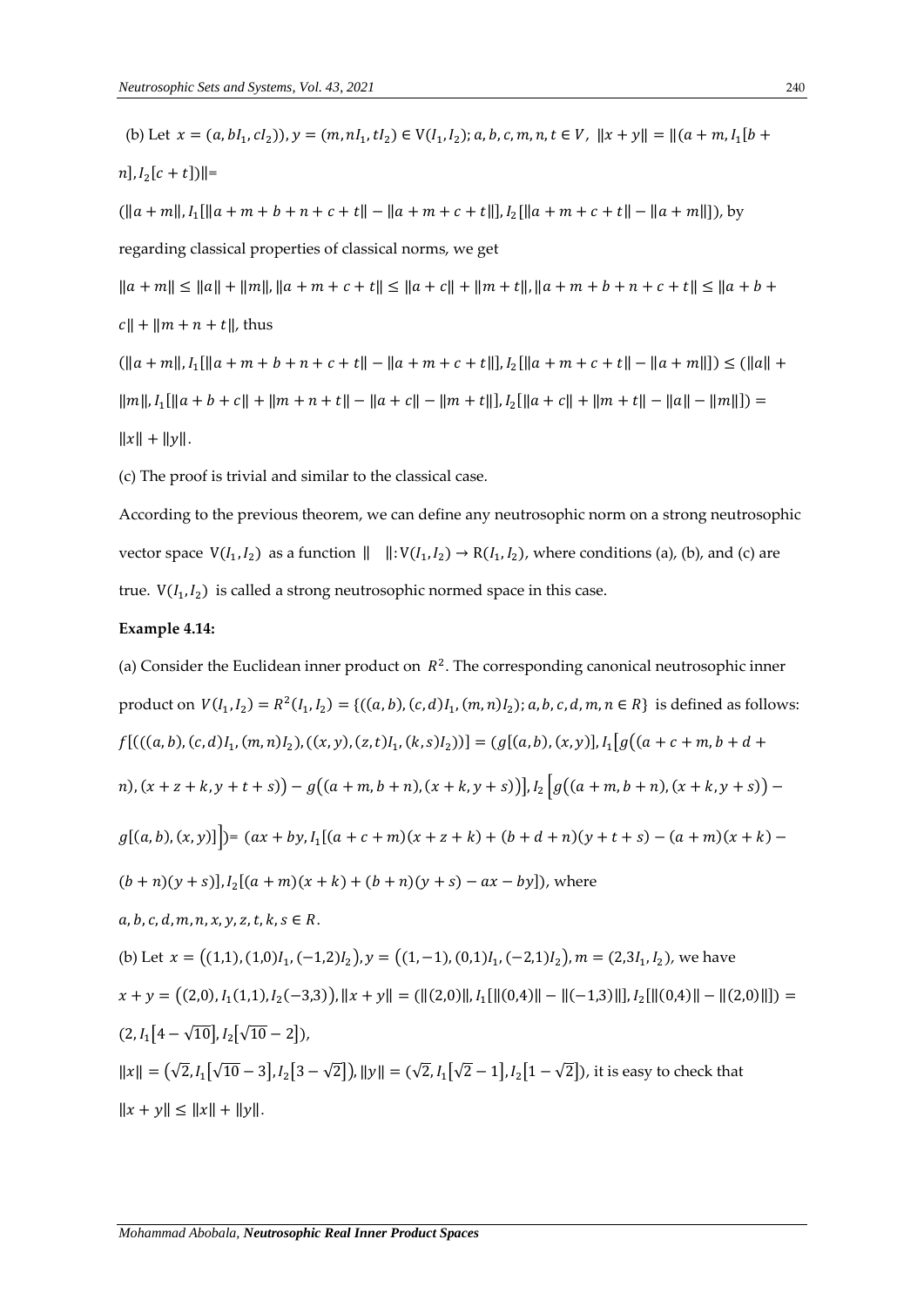(b) Let $x = (a, bI_1, cI_2)), y = (m, nI_1, tI_2) \in V(I_1, I_2); a, b, c, m, n, t \in V$, $\|x + y\| = \|(a + m, I_1[b + n], I_2[c + t])\|$=

$(\|a + m\|, I_1[\|a + m + b + n + c + t\| - \|a + m + c + t\|], I_2[\|a + m + c + t\| - \|a + m\|])$, by regarding classical properties of classical norms, we get

$\|a + m\| \leq \|a\| + \|m\|, \|a + m + c + t\| \leq \|a + c\| + \|m + t\|, \|a + m + b + n + c + t\| \leq \|a + b + c\| + \|m + n + t\|$, thus

$(\|a + m\|, I_1[\|a + m + b + n + c + t\| - \|a + m + c + t\|], I_2[\|a + m + c + t\| - \|a + m\|]) \leq (\|a\| + \|m\|, I_1[\|a + b + c\| + \|m + n + t\| - \|a + c\| - \|m + t\|], I_2[\|a + c\| + \|m + t\| - \|a\| - \|m\|]) = \|x\| + \|y\|$.

(c) The proof is trivial and similar to the classical case.

According to the previous theorem, we can define any neutrosophic norm on a strong neutrosophic vector space $V(I_1, I_2)$ as a function $\| \quad \|: V(I_1, I_2) \to R(I_1, I_2)$, where conditions (a), (b), and (c) are true. $V(I_1, I_2)$ is called a strong neutrosophic normed space in this case.

**Example 4.14:**

(a) Consider the Euclidean inner product on $R^2$. The corresponding canonical neutrosophic inner product on $V(I_1, I_2) = R^2(I_1, I_2) = \{((a, b), (c, d)I_1, (m, n)I_2); a, b, c, d, m, n \in R\}$ is defined as follows: $f[(((a, b), (c, d)I_1, (m, n)I_2), ((x, y), (z, t)I_1, (k, s)I_2))] = (g[(a, b), (x, y)], I_1[g((a + c + m, b + d + n), (x + z + k, y + t + s)) - g((a + m, b + n), (x + k, y + s))], I_2[g((a + m, b + n), (x + k, y + s)) - g[(a, b), (x, y)]]) = (ax + by, I_1[(a + c + m)(x + z + k) + (b + d + n)(y + t + s) - (a + m)(x + k) - (b + n)(y + s)], I_2[(a + m)(x + k) + (b + n)(y + s) - ax - by])$, where

$a, b, c, d, m, n, x, y, z, t, k, s \in R$.

(b) Let $x = ((1,1), (1,0)I_1, (-1,2)I_2), y = ((1, -1), (0,1)I_1, (-2,1)I_2), m = (2, 3I_1, I_2)$, we have $x + y = ((2,0), I_1(1,1), I_2(-3,3)), \|x + y\| = (\|(2,0)\|, I_1[\|(0,4)\| - \|(-1,3)\|], I_2[\|(0,4)\| - \|(2,0)\|]) = (2, I_1[4 - \sqrt{10}], I_2[\sqrt{10} - 2])$,

$\|x\| = (\sqrt{2}, I_1[\sqrt{10} - 3], I_2[3 - \sqrt{2}]), \|y\| = (\sqrt{2}, I_1[\sqrt{2} - 1], I_2[1 - \sqrt{2}])$, it is easy to check that $\|x + y\| \leq \|x\| + \|y\|$.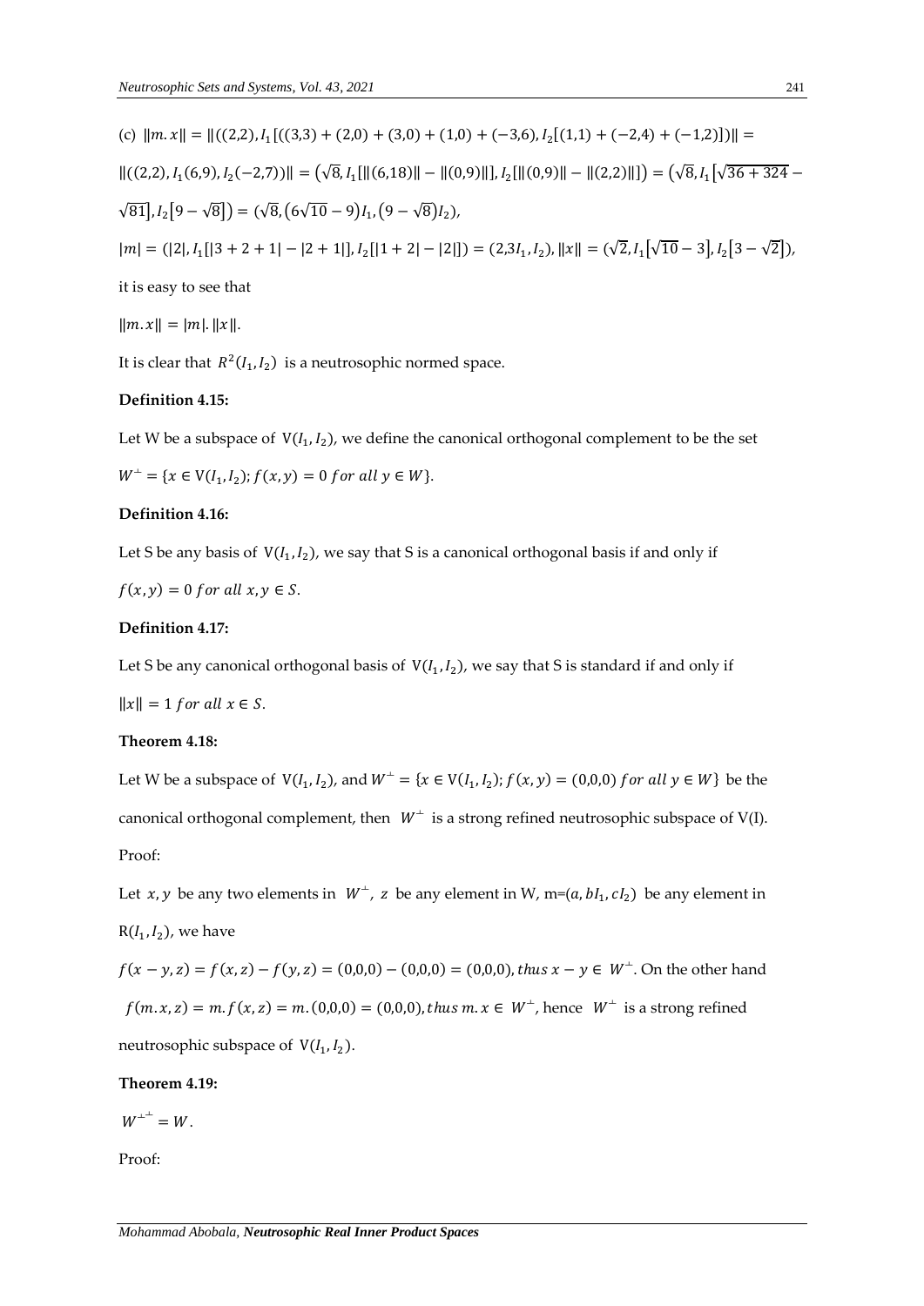(c) $\|m.x\| = \|((2,2), I_1[((3,3) + (2,0) + (3,0) + (1,0) + (-3,6), I_2[(1,1) + (-2,4) + (-1,2)])\| =$

$\|((2,2), I_1(6,9), I_2(-2,7))\| = (\sqrt{8}, I_1[\|(6,18)\| - \|(0,9)\|], I_2[\|(0,9)\| - \|(2,2)\|]) = (\sqrt{8}, I_1[\sqrt{36+324} - \sqrt{81}], I_2[9 - \sqrt{8}]) = (\sqrt{8}, (6\sqrt{10} - 9)I_1, (9 - \sqrt{8})I_2)$,

$|m| = (|2|, I_1[|3+2+1| - |2+1|], I_2[|1+2| - |2|]) = (2, 3I_1, I_2)$, $\|x\| = (\sqrt{2}, I_1[\sqrt{10} - 3], I_2[3 - \sqrt{2}])$,

it is easy to see that

$\|m.x\| = |m|.\|x\|$.

It is clear that $R^2(I_1, I_2)$ is a neutrosophic normed space.

**Definition 4.15:**

Let W be a subspace of $V(I_1, I_2)$, we define the canonical orthogonal complement to be the set

$W^{\perp} = \{x \in V(I_1, I_2); f(x,y) = 0 \text{ for all } y \in W\}$.

**Definition 4.16:**

Let S be any basis of $V(I_1, I_2)$, we say that S is a canonical orthogonal basis if and only if

$f(x,y) = 0 \text{ for all } x, y \in S$.

**Definition 4.17:**

Let S be any canonical orthogonal basis of $V(I_1, I_2)$, we say that S is standard if and only if

$\|x\| = 1 \text{ for all } x \in S$.

**Theorem 4.18:**

Let W be a subspace of $V(I_1, I_2)$, and $W^{\perp} = \{x \in V(I_1, I_2); f(x,y) = (0,0,0) \text{ for all } y \in W\}$ be the canonical orthogonal complement, then $W^{\perp}$ is a strong refined neutrosophic subspace of V(I).

Proof:

Let $x, y$ be any two elements in $W^{\perp}$, $z$ be any element in W, m=$(a, bI_1, cI_2)$ be any element in $R(I_1, I_2)$, we have

$f(x-y, z) = f(x,z) - f(y,z) = (0,0,0) - (0,0,0) = (0,0,0), \text{thus } x - y \in W^{\perp}$. On the other hand

$f(m.x, z) = m.f(x,z) = m.(0,0,0) = (0,0,0), \text{thus } m.x \in W^{\perp}$, hence $W^{\perp}$ is a strong refined neutrosophic subspace of $V(I_1, I_2)$.

**Theorem 4.19:**

$W^{\perp^{\perp}} = W$.

Proof: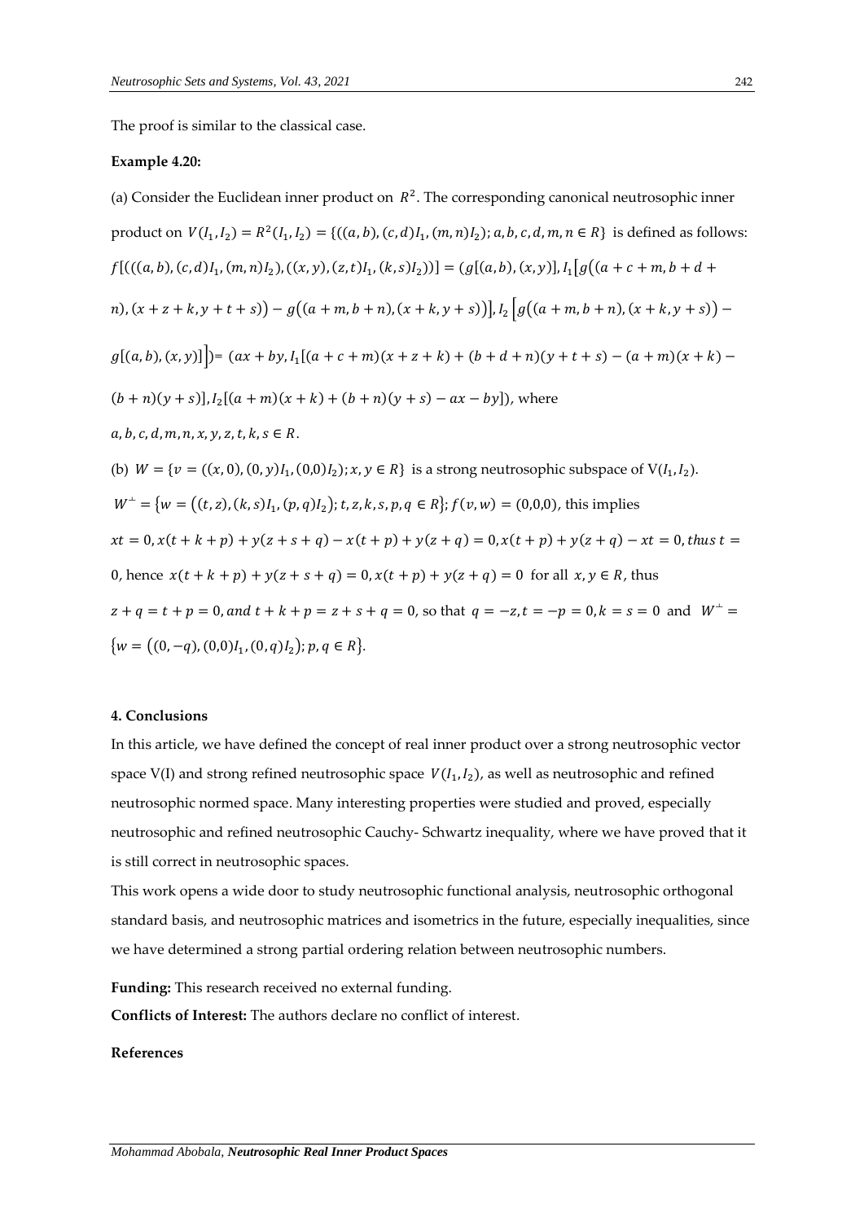The proof is similar to the classical case.

**Example 4.20:**

(a) Consider the Euclidean inner product on $R^2$. The corresponding canonical neutrosophic inner product on $V(I_1, I_2) = R^2(I_1, I_2) = \{((a,b),(c,d)I_1,(m,n)I_2); a,b,c,d,m,n \in R\}$ is defined as follows: $f[(((a,b),(c,d)I_1,(m,n)I_2),((x,y),(z,t)I_1,(k,s)I_2))] = (g[(a,b),(x,y)], I_1[g((a+c+m, b+d+n),(x+z+k, y+t+s)) - g((a+m,b+n),(x+k,y+s))], I_2[g((a+m,b+n),(x+k,y+s)) - g[(a,b),(x,y)]]) = (ax+by, I_1[(a+c+m)(x+z+k)+(b+d+n)(y+t+s)-(a+m)(x+k)-(b+n)(y+s)], I_2[(a+m)(x+k)+(b+n)(y+s)-ax-by])$, where $a,b,c,d,m,n,x,y,z,t,k,s \in R$.

(b) $W = \{v = ((x,0),(0,y)I_1,(0,0)I_2); x,y \in R\}$ is a strong neutrosophic subspace of $V(I_1, I_2)$.

$W^{\perp} = \{w = ((t,z),(k,s)I_1,(p,q)I_2); t,z,k,s,p,q \in R\}; f(v,w) = (0,0,0)$, this implies $xt = 0, x(t+k+p)+y(z+s+q)-x(t+p)+y(z+q) = 0, x(t+p)+y(z+q)-xt = 0, thus\ t = 0$, hence $x(t+k+p)+y(z+s+q) = 0, x(t+p)+y(z+q) = 0$ for all $x,y \in R$, thus $z+q = t+p = 0, and\ t+k+p = z+s+q = 0$, so that $q = -z, t = -p = 0, k = s = 0$ and $W^{\perp} = \{w = ((0,-q),(0,0)I_1,(0,q)I_2); p,q \in R\}$.

## 4. Conclusions

In this article, we have defined the concept of real inner product over a strong neutrosophic vector space V(I) and strong refined neutrosophic space $V(I_1, I_2)$, as well as neutrosophic and refined neutrosophic normed space. Many interesting properties were studied and proved, especially neutrosophic and refined neutrosophic Cauchy- Schwartz inequality, where we have proved that it is still correct in neutrosophic spaces.

This work opens a wide door to study neutrosophic functional analysis, neutrosophic orthogonal standard basis, and neutrosophic matrices and isometrics in the future, especially inequalities, since we have determined a strong partial ordering relation between neutrosophic numbers.

**Funding:** This research received no external funding.

**Conflicts of Interest:** The authors declare no conflict of interest.

**References**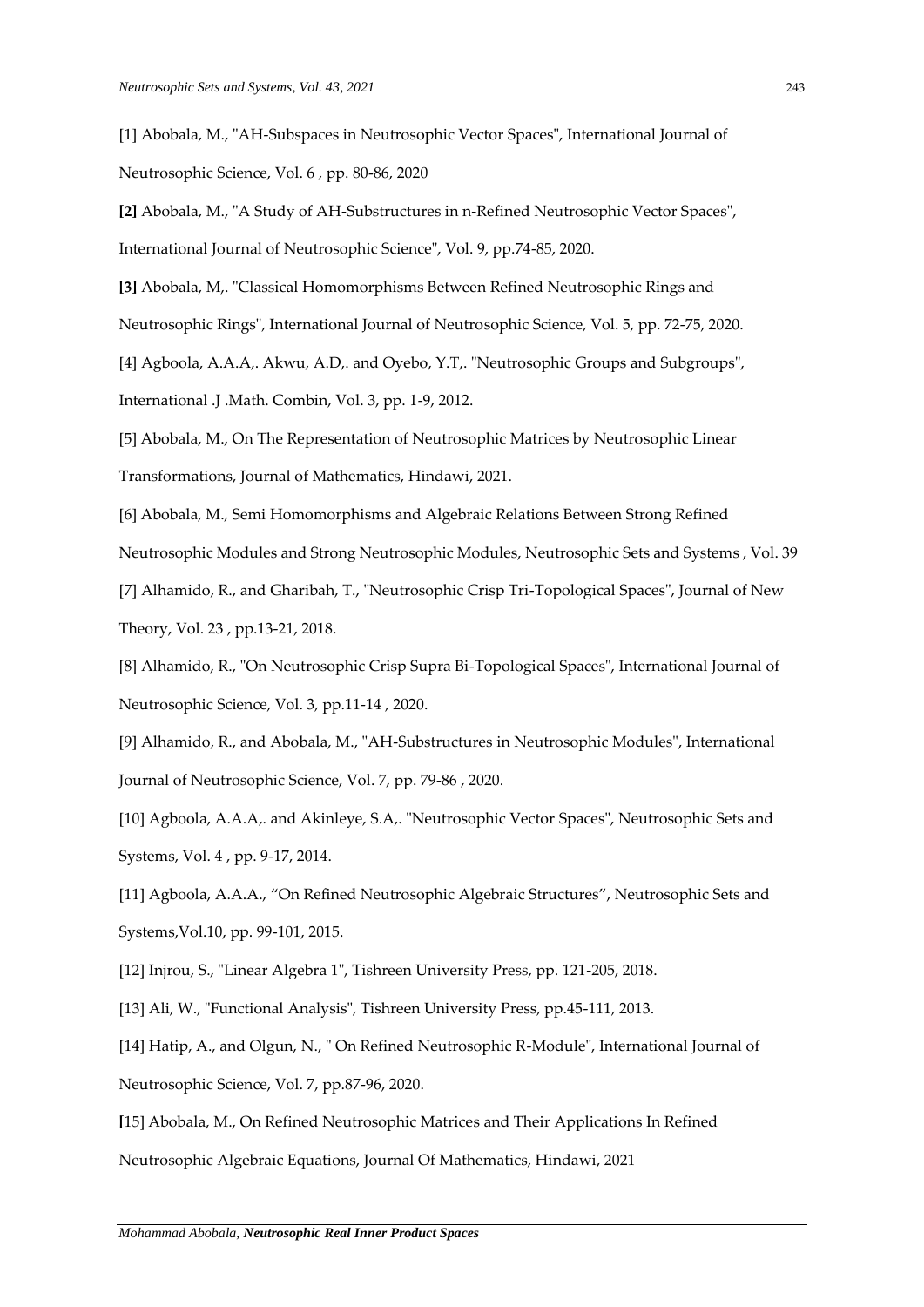[1] Abobala, M., "AH-Subspaces in Neutrosophic Vector Spaces", International Journal of Neutrosophic Science, Vol. 6 , pp. 80-86, 2020

**[2]** Abobala, M., "A Study of AH-Substructures in n-Refined Neutrosophic Vector Spaces", International Journal of Neutrosophic Science", Vol. 9, pp.74-85, 2020.

**[3]** Abobala, M,. "Classical Homomorphisms Between Refined Neutrosophic Rings and Neutrosophic Rings", International Journal of Neutrosophic Science, Vol. 5, pp. 72-75, 2020.

[4] Agboola, A.A.A,. Akwu, A.D,. and Oyebo, Y.T,. "Neutrosophic Groups and Subgroups", International .J .Math. Combin, Vol. 3, pp. 1-9, 2012.

[5] Abobala, M., On The Representation of Neutrosophic Matrices by Neutrosophic Linear Transformations, Journal of Mathematics, Hindawi, 2021.

[6] Abobala, M., Semi Homomorphisms and Algebraic Relations Between Strong Refined Neutrosophic Modules and Strong Neutrosophic Modules, Neutrosophic Sets and Systems , Vol. 39

[7] Alhamido, R., and Gharibah, T., "Neutrosophic Crisp Tri-Topological Spaces", Journal of New Theory, Vol. 23 , pp.13-21, 2018.

[8] Alhamido, R., "On Neutrosophic Crisp Supra Bi-Topological Spaces", International Journal of Neutrosophic Science, Vol. 3, pp.11-14 , 2020.

[9] Alhamido, R., and Abobala, M., "AH-Substructures in Neutrosophic Modules", International Journal of Neutrosophic Science, Vol. 7, pp. 79-86 , 2020.

[10] Agboola, A.A.A,. and Akinleye, S.A,. "Neutrosophic Vector Spaces", Neutrosophic Sets and Systems, Vol. 4 , pp. 9-17, 2014.

[11] Agboola, A.A.A., "On Refined Neutrosophic Algebraic Structures", Neutrosophic Sets and Systems,Vol.10, pp. 99-101, 2015.

[12] Injrou, S., "Linear Algebra 1", Tishreen University Press, pp. 121-205, 2018.

[13] Ali, W., "Functional Analysis", Tishreen University Press, pp.45-111, 2013.

[14] Hatip, A., and Olgun, N., " On Refined Neutrosophic R-Module", International Journal of Neutrosophic Science, Vol. 7, pp.87-96, 2020.

**[**15] Abobala, M., On Refined Neutrosophic Matrices and Their Applications In Refined Neutrosophic Algebraic Equations, Journal Of Mathematics, Hindawi, 2021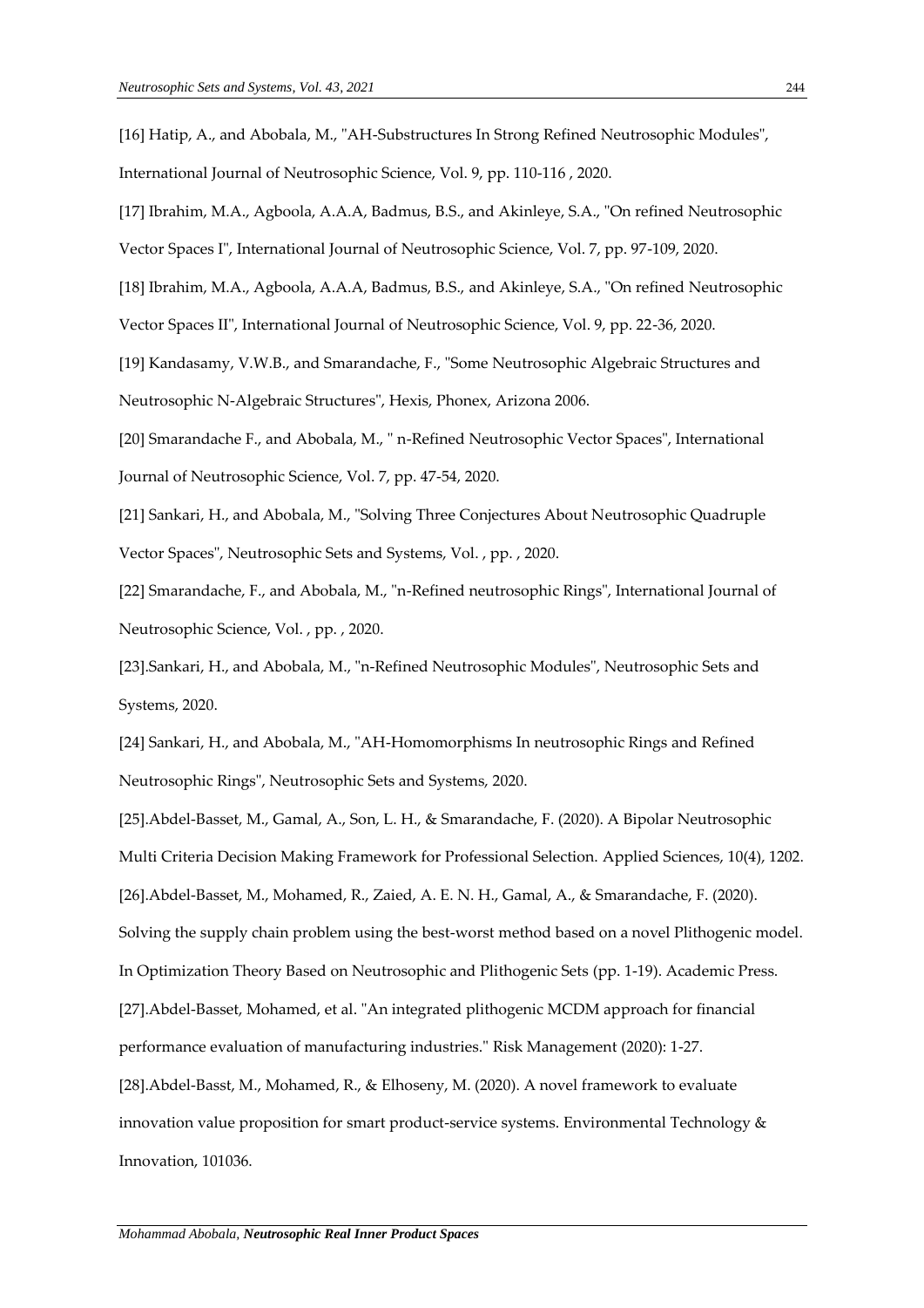[16] Hatip, A., and Abobala, M., "AH-Substructures In Strong Refined Neutrosophic Modules", International Journal of Neutrosophic Science, Vol. 9, pp. 110-116 , 2020.

[17] Ibrahim, M.A., Agboola, A.A.A, Badmus, B.S., and Akinleye, S.A., "On refined Neutrosophic Vector Spaces I", International Journal of Neutrosophic Science, Vol. 7, pp. 97-109, 2020.

[18] Ibrahim, M.A., Agboola, A.A.A, Badmus, B.S., and Akinleye, S.A., "On refined Neutrosophic Vector Spaces II", International Journal of Neutrosophic Science, Vol. 9, pp. 22-36, 2020.

[19] Kandasamy, V.W.B., and Smarandache, F., "Some Neutrosophic Algebraic Structures and Neutrosophic N-Algebraic Structures", Hexis, Phonex, Arizona 2006.

[20] Smarandache F., and Abobala, M., " n-Refined Neutrosophic Vector Spaces", International Journal of Neutrosophic Science, Vol. 7, pp. 47-54, 2020.

[21] Sankari, H., and Abobala, M., "Solving Three Conjectures About Neutrosophic Quadruple Vector Spaces", Neutrosophic Sets and Systems, Vol. , pp. , 2020.

[22] Smarandache, F., and Abobala, M., "n-Refined neutrosophic Rings", International Journal of Neutrosophic Science, Vol. , pp. , 2020.

[23].Sankari, H., and Abobala, M., "n-Refined Neutrosophic Modules", Neutrosophic Sets and Systems, 2020.

[24] Sankari, H., and Abobala, M., "AH-Homomorphisms In neutrosophic Rings and Refined Neutrosophic Rings", Neutrosophic Sets and Systems, 2020.

[25].Abdel-Basset, M., Gamal, A., Son, L. H., & Smarandache, F. (2020). A Bipolar Neutrosophic Multi Criteria Decision Making Framework for Professional Selection. Applied Sciences, 10(4), 1202.

[26].Abdel-Basset, M., Mohamed, R., Zaied, A. E. N. H., Gamal, A., & Smarandache, F. (2020). Solving the supply chain problem using the best-worst method based on a novel Plithogenic model. In Optimization Theory Based on Neutrosophic and Plithogenic Sets (pp. 1-19). Academic Press.

[27].Abdel-Basset, Mohamed, et al. "An integrated plithogenic MCDM approach for financial performance evaluation of manufacturing industries." Risk Management (2020): 1-27.

[28].Abdel-Basst, M., Mohamed, R., & Elhoseny, M. (2020). A novel framework to evaluate innovation value proposition for smart product-service systems. Environmental Technology & Innovation, 101036.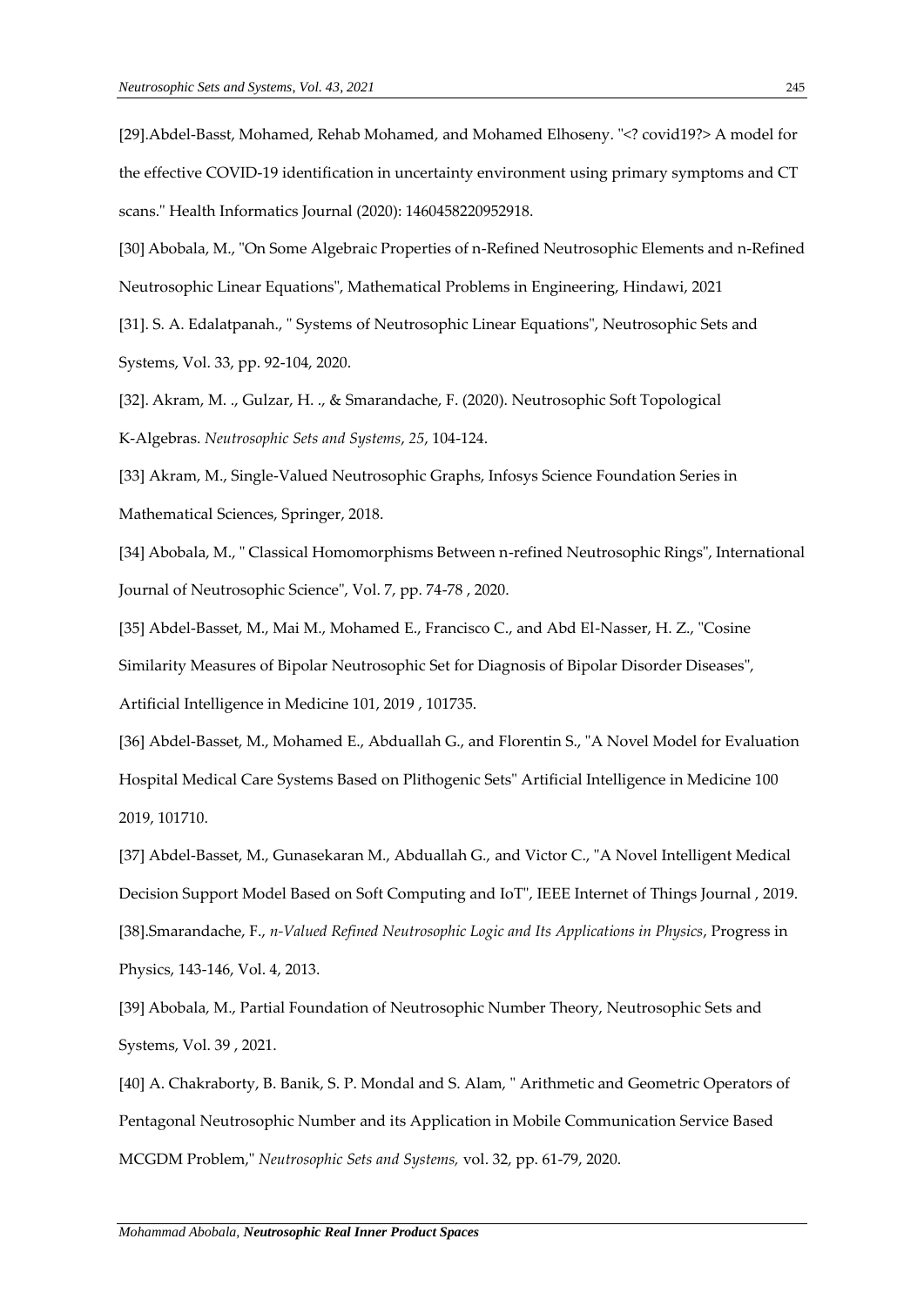[29].Abdel-Basst, Mohamed, Rehab Mohamed, and Mohamed Elhoseny. "<? covid19?> A model for the effective COVID-19 identification in uncertainty environment using primary symptoms and CT scans." Health Informatics Journal (2020): 1460458220952918.

[30] Abobala, M., "On Some Algebraic Properties of n-Refined Neutrosophic Elements and n-Refined Neutrosophic Linear Equations", Mathematical Problems in Engineering, Hindawi, 2021

[31]. S. A. Edalatpanah., " Systems of Neutrosophic Linear Equations", Neutrosophic Sets and Systems, Vol. 33, pp. 92-104, 2020.

[32]. Akram, M. ., Gulzar, H. ., & Smarandache, F. (2020). Neutrosophic Soft Topological K-Algebras. *Neutrosophic Sets and Systems*, *25*, 104-124.

[33] Akram, M., Single-Valued Neutrosophic Graphs, Infosys Science Foundation Series in Mathematical Sciences, Springer, 2018.

[34] Abobala, M., " Classical Homomorphisms Between n-refined Neutrosophic Rings", International Journal of Neutrosophic Science", Vol. 7, pp. 74-78 , 2020.

[35] Abdel-Basset, M., Mai M., Mohamed E., Francisco C., and Abd El-Nasser, H. Z., "Cosine Similarity Measures of Bipolar Neutrosophic Set for Diagnosis of Bipolar Disorder Diseases", Artificial Intelligence in Medicine 101, 2019 , 101735.

[36] Abdel-Basset, M., Mohamed E., Abduallah G., and Florentin S., "A Novel Model for Evaluation Hospital Medical Care Systems Based on Plithogenic Sets" Artificial Intelligence in Medicine 100 2019, 101710.

[37] Abdel-Basset, M., Gunasekaran M., Abduallah G., and Victor C., "A Novel Intelligent Medical Decision Support Model Based on Soft Computing and IoT", IEEE Internet of Things Journal , 2019.

[38].Smarandache, F., *n-Valued Refined Neutrosophic Logic and Its Applications in Physics*, Progress in Physics, 143-146, Vol. 4, 2013.

[39] Abobala, M., Partial Foundation of Neutrosophic Number Theory, Neutrosophic Sets and Systems, Vol. 39 , 2021.

[40] A. Chakraborty, B. Banik, S. P. Mondal and S. Alam, " Arithmetic and Geometric Operators of Pentagonal Neutrosophic Number and its Application in Mobile Communication Service Based MCGDM Problem," *Neutrosophic Sets and Systems,* vol. 32, pp. 61-79, 2020.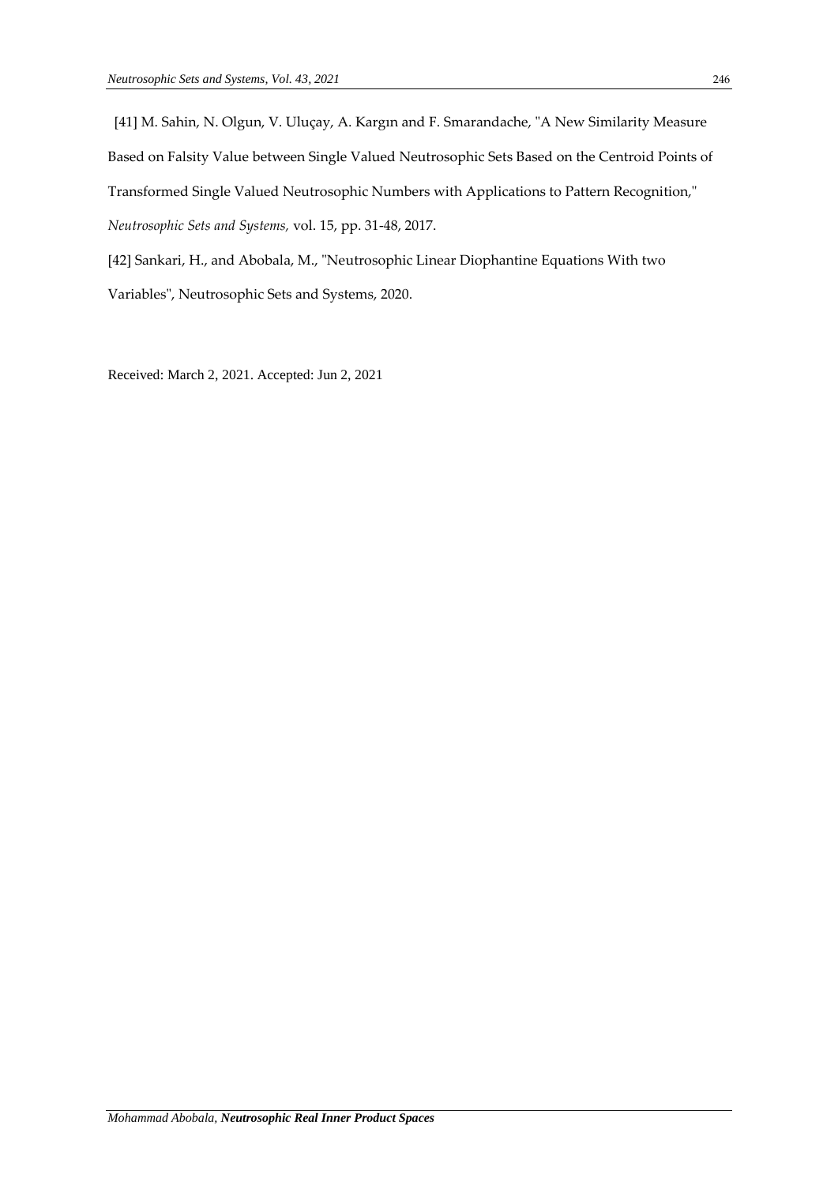[41] M. Sahin, N. Olgun, V. Uluçay, A. Kargın and F. Smarandache, "A New Similarity Measure Based on Falsity Value between Single Valued Neutrosophic Sets Based on the Centroid Points of Transformed Single Valued Neutrosophic Numbers with Applications to Pattern Recognition," *Neutrosophic Sets and Systems,* vol. 15, pp. 31-48, 2017.

[42] Sankari, H., and Abobala, M., "Neutrosophic Linear Diophantine Equations With two Variables", Neutrosophic Sets and Systems, 2020.

Received: March 2, 2021. Accepted: Jun 2, 2021